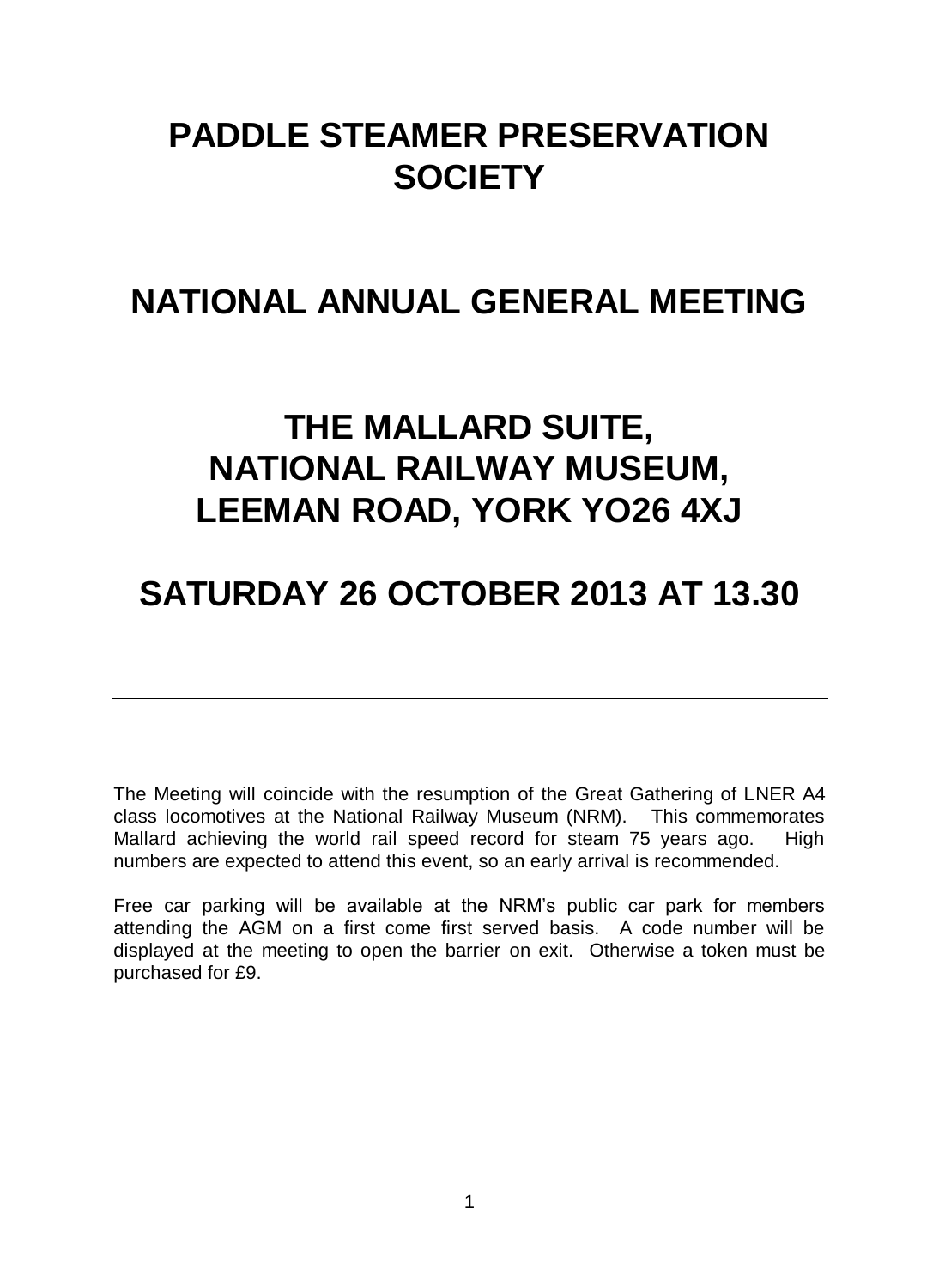# PADDLE STEAMER PRESERVATION SOCIETY

# NATIONAL ANNUAL GENERAL MEETING

# THE MALLARD SUITE, NATIONAL RAILWAY MUSEUM, LEEMAN ROAD, YORK YO26 4XJ

# SATURDAY 26 OCTOBER 2013 AT 13.30

---

The Meeting will coincide with the resumption of the Great Gathering of LNER A4 class locomotives at the National Railway Museum (NRM). This commemorates Mallard achieving the world rail speed record for steam 75 years ago. High numbers are expected to attend this event, so an early arrival is recommended.

Free car parking will be available at the NRM's public car park for members attending the AGM on a first come first served basis. A code number will be displayed at the meeting to open the barrier on exit. Otherwise a token must be purchased for £9.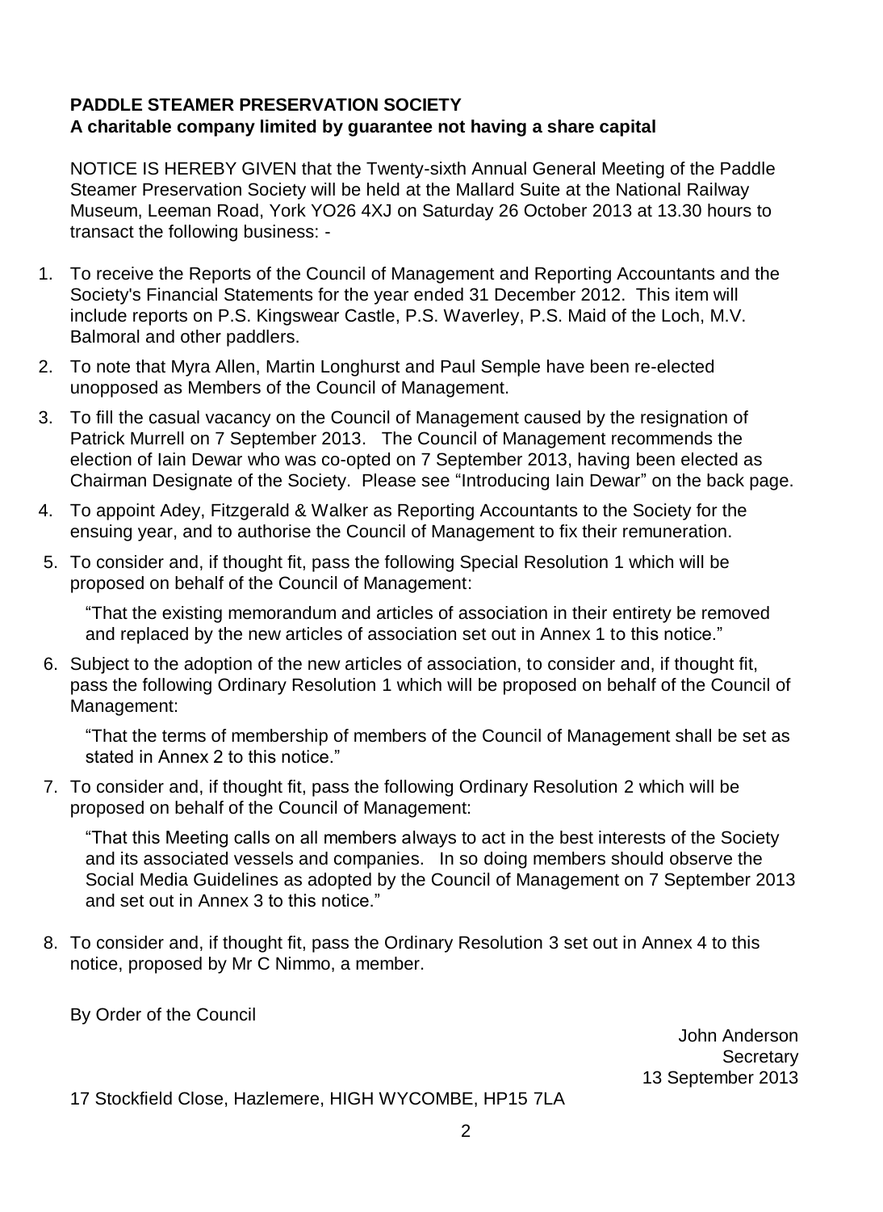**PADDLE STEAMER PRESERVATION SOCIETY**
**A charitable company limited by guarantee not having a share capital**

NOTICE IS HEREBY GIVEN that the Twenty-sixth Annual General Meeting of the Paddle Steamer Preservation Society will be held at the Mallard Suite at the National Railway Museum, Leeman Road, York YO26 4XJ on Saturday 26 October 2013 at 13.30 hours to transact the following business: -

1. To receive the Reports of the Council of Management and Reporting Accountants and the Society's Financial Statements for the year ended 31 December 2012. This item will include reports on P.S. Kingswear Castle, P.S. Waverley, P.S. Maid of the Loch, M.V. Balmoral and other paddlers.
2. To note that Myra Allen, Martin Longhurst and Paul Semple have been re-elected unopposed as Members of the Council of Management.
3. To fill the casual vacancy on the Council of Management caused by the resignation of Patrick Murrell on 7 September 2013. The Council of Management recommends the election of Iain Dewar who was co-opted on 7 September 2013, having been elected as Chairman Designate of the Society. Please see "Introducing Iain Dewar" on the back page.
4. To appoint Adey, Fitzgerald & Walker as Reporting Accountants to the Society for the ensuing year, and to authorise the Council of Management to fix their remuneration.
5. To consider and, if thought fit, pass the following Special Resolution 1 which will be proposed on behalf of the Council of Management:

   "That the existing memorandum and articles of association in their entirety be removed and replaced by the new articles of association set out in Annex 1 to this notice."

6. Subject to the adoption of the new articles of association, to consider and, if thought fit, pass the following Ordinary Resolution 1 which will be proposed on behalf of the Council of Management:

   "That the terms of membership of members of the Council of Management shall be set as stated in Annex 2 to this notice."

7. To consider and, if thought fit, pass the following Ordinary Resolution 2 which will be proposed on behalf of the Council of Management:

   "That this Meeting calls on all members always to act in the best interests of the Society and its associated vessels and companies. In so doing members should observe the Social Media Guidelines as adopted by the Council of Management on 7 September 2013 and set out in Annex 3 to this notice."

8. To consider and, if thought fit, pass the Ordinary Resolution 3 set out in Annex 4 to this notice, proposed by Mr C Nimmo, a member.

By Order of the Council

John Anderson
Secretary
13 September 2013

17 Stockfield Close, Hazlemere, HIGH WYCOMBE, HP15 7LA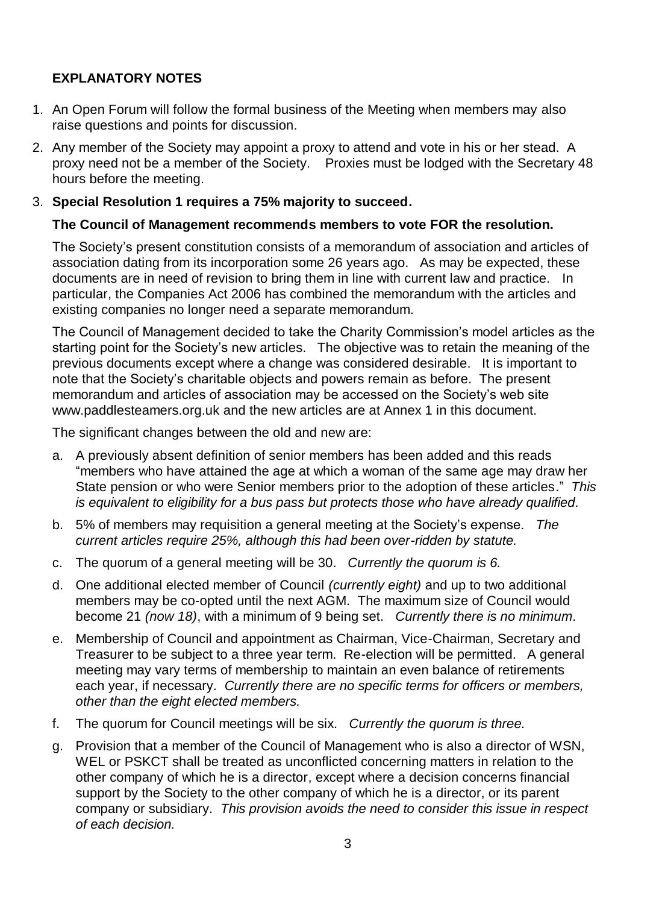**EXPLANATORY NOTES**

1. An Open Forum will follow the formal business of the Meeting when members may also raise questions and points for discussion.

2. Any member of the Society may appoint a proxy to attend and vote in his or her stead. A proxy need not be a member of the Society. Proxies must be lodged with the Secretary 48 hours before the meeting.

3. **Special Resolution 1 requires a 75% majority to succeed.**

   **The Council of Management recommends members to vote FOR the resolution.**

   The Society's present constitution consists of a memorandum of association and articles of association dating from its incorporation some 26 years ago. As may be expected, these documents are in need of revision to bring them in line with current law and practice. In particular, the Companies Act 2006 has combined the memorandum with the articles and existing companies no longer need a separate memorandum.

   The Council of Management decided to take the Charity Commission's model articles as the starting point for the Society's new articles. The objective was to retain the meaning of the previous documents except where a change was considered desirable. It is important to note that the Society's charitable objects and powers remain as before. The present memorandum and articles of association may be accessed on the Society's web site www.paddlesteamers.org.uk and the new articles are at Annex 1 in this document.

   The significant changes between the old and new are:

   a. A previously absent definition of senior members has been added and this reads "members who have attained the age at which a woman of the same age may draw her State pension or who were Senior members prior to the adoption of these articles." *This is equivalent to eligibility for a bus pass but protects those who have already qualified.*

   b. 5% of members may requisition a general meeting at the Society's expense. *The current articles require 25%, although this had been over-ridden by statute.*

   c. The quorum of a general meeting will be 30. *Currently the quorum is 6.*

   d. One additional elected member of Council *(currently eight)* and up to two additional members may be co-opted until the next AGM. The maximum size of Council would become 21 *(now 18)*, with a minimum of 9 being set. *Currently there is no minimum.*

   e. Membership of Council and appointment as Chairman, Vice-Chairman, Secretary and Treasurer to be subject to a three year term. Re-election will be permitted. A general meeting may vary terms of membership to maintain an even balance of retirements each year, if necessary. *Currently there are no specific terms for officers or members, other than the eight elected members.*

   f. The quorum for Council meetings will be six. *Currently the quorum is three.*

   g. Provision that a member of the Council of Management who is also a director of WSN, WEL or PSKCT shall be treated as unconflicted concerning matters in relation to the other company of which he is a director, except where a decision concerns financial support by the Society to the other company of which he is a director, or its parent company or subsidiary. *This provision avoids the need to consider this issue in respect of each decision.*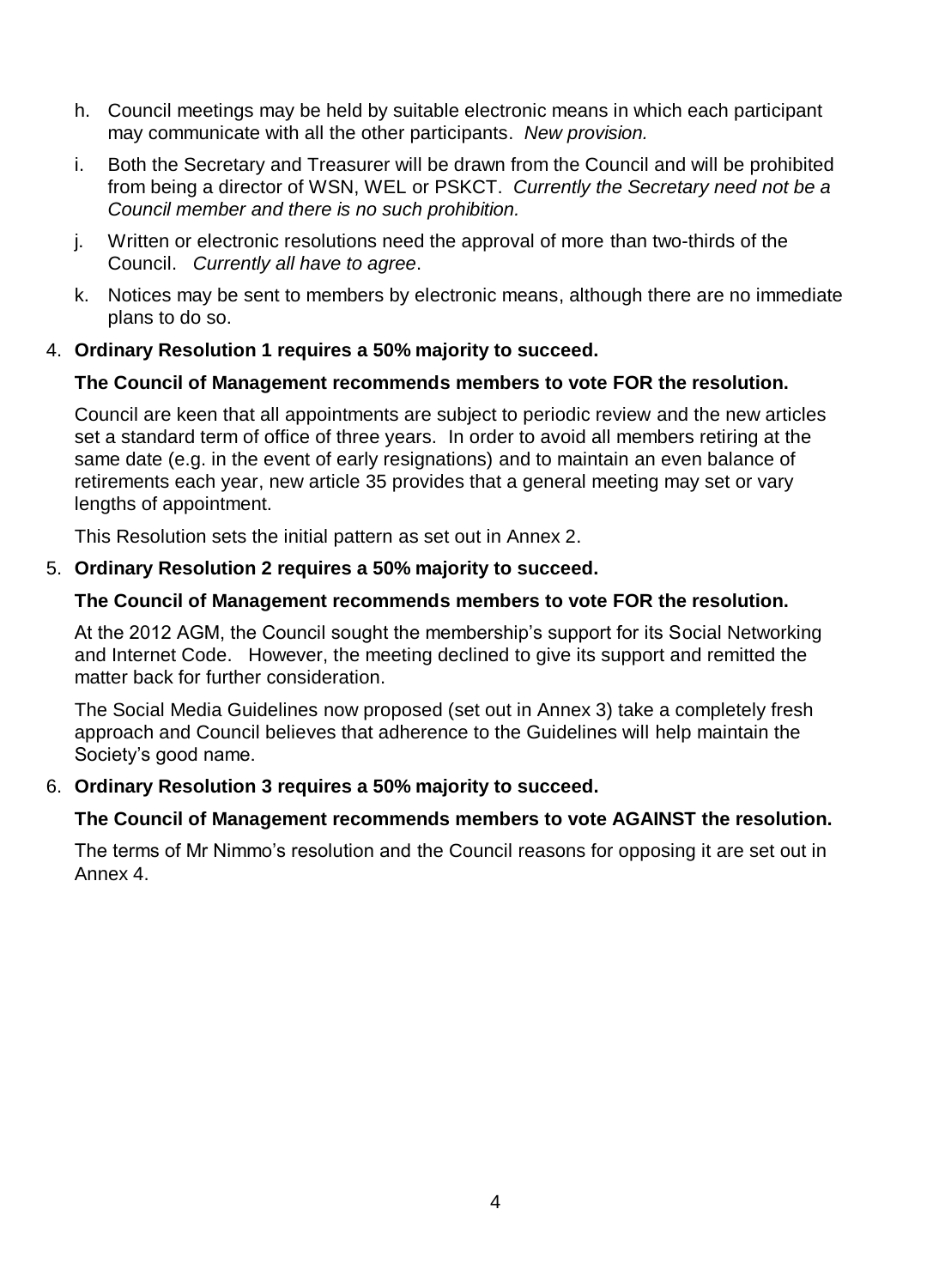h. Council meetings may be held by suitable electronic means in which each participant may communicate with all the other participants. *New provision.*

i. Both the Secretary and Treasurer will be drawn from the Council and will be prohibited from being a director of WSN, WEL or PSKCT. *Currently the Secretary need not be a Council member and there is no such prohibition.*

j. Written or electronic resolutions need the approval of more than two-thirds of the Council. *Currently all have to agree*.

k. Notices may be sent to members by electronic means, although there are no immediate plans to do so.

4. **Ordinary Resolution 1 requires a 50% majority to succeed.**

   **The Council of Management recommends members to vote FOR the resolution.**

   Council are keen that all appointments are subject to periodic review and the new articles set a standard term of office of three years. In order to avoid all members retiring at the same date (e.g. in the event of early resignations) and to maintain an even balance of retirements each year, new article 35 provides that a general meeting may set or vary lengths of appointment.

   This Resolution sets the initial pattern as set out in Annex 2.

5. **Ordinary Resolution 2 requires a 50% majority to succeed.**

   **The Council of Management recommends members to vote FOR the resolution.**

   At the 2012 AGM, the Council sought the membership's support for its Social Networking and Internet Code. However, the meeting declined to give its support and remitted the matter back for further consideration.

   The Social Media Guidelines now proposed (set out in Annex 3) take a completely fresh approach and Council believes that adherence to the Guidelines will help maintain the Society's good name.

6. **Ordinary Resolution 3 requires a 50% majority to succeed.**

   **The Council of Management recommends members to vote AGAINST the resolution.**

   The terms of Mr Nimmo's resolution and the Council reasons for opposing it are set out in Annex 4.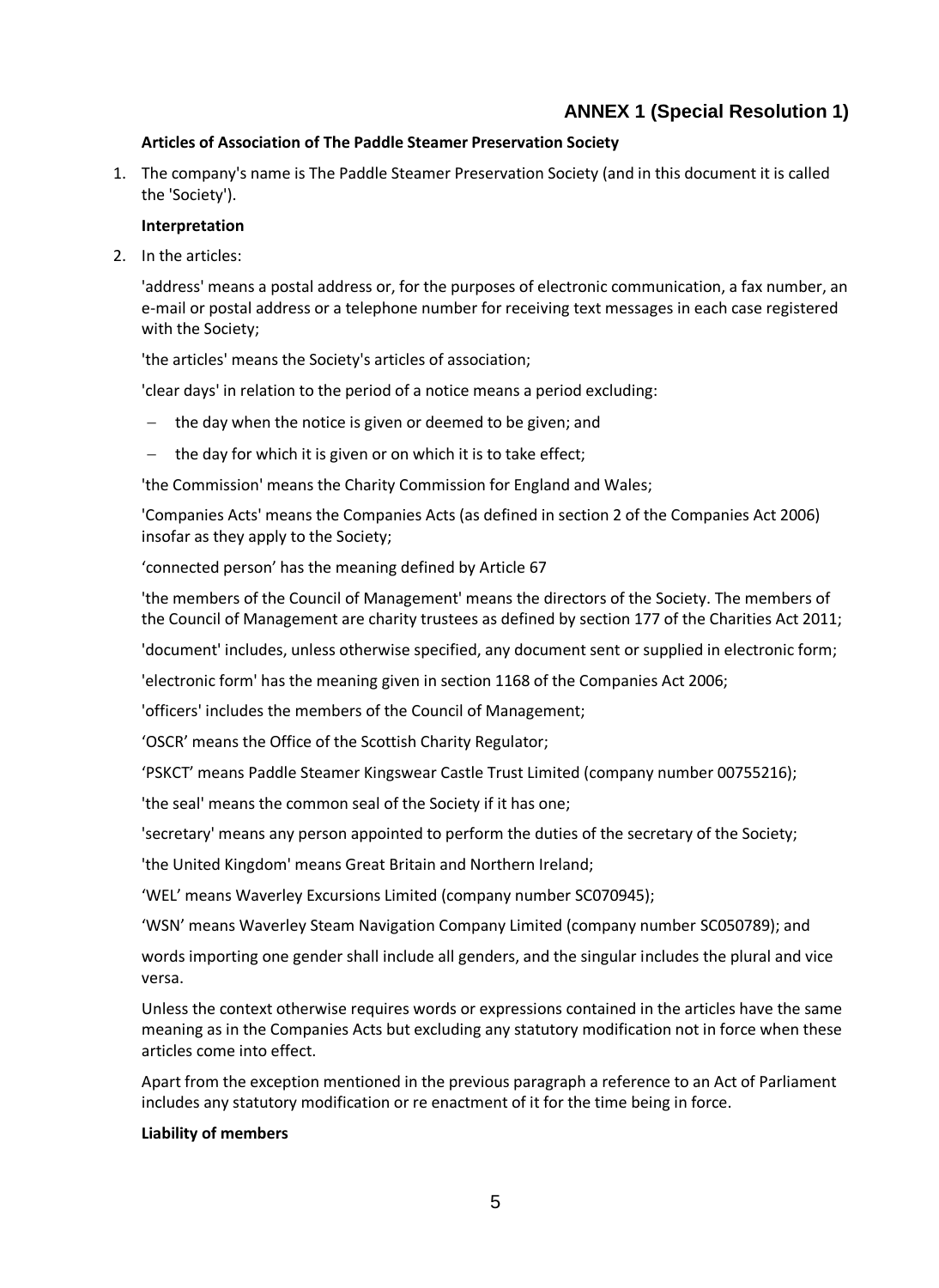## ANNEX 1 (Special Resolution 1)

**Articles of Association of The Paddle Steamer Preservation Society**

1. The company's name is The Paddle Steamer Preservation Society (and in this document it is called the 'Society').

**Interpretation**

2. In the articles:

'address' means a postal address or, for the purposes of electronic communication, a fax number, an e-mail or postal address or a telephone number for receiving text messages in each case registered with the Society;

'the articles' means the Society's articles of association;

'clear days' in relation to the period of a notice means a period excluding:

- the day when the notice is given or deemed to be given; and
- the day for which it is given or on which it is to take effect;

'the Commission' means the Charity Commission for England and Wales;

'Companies Acts' means the Companies Acts (as defined in section 2 of the Companies Act 2006) insofar as they apply to the Society;

'connected person' has the meaning defined by Article 67

'the members of the Council of Management' means the directors of the Society. The members of the Council of Management are charity trustees as defined by section 177 of the Charities Act 2011;

'document' includes, unless otherwise specified, any document sent or supplied in electronic form;

'electronic form' has the meaning given in section 1168 of the Companies Act 2006;

'officers' includes the members of the Council of Management;

'OSCR' means the Office of the Scottish Charity Regulator;

'PSKCT' means Paddle Steamer Kingswear Castle Trust Limited (company number 00755216);

'the seal' means the common seal of the Society if it has one;

'secretary' means any person appointed to perform the duties of the secretary of the Society;

'the United Kingdom' means Great Britain and Northern Ireland;

'WEL' means Waverley Excursions Limited (company number SC070945);

'WSN' means Waverley Steam Navigation Company Limited (company number SC050789); and

words importing one gender shall include all genders, and the singular includes the plural and vice versa.

Unless the context otherwise requires words or expressions contained in the articles have the same meaning as in the Companies Acts but excluding any statutory modification not in force when these articles come into effect.

Apart from the exception mentioned in the previous paragraph a reference to an Act of Parliament includes any statutory modification or re enactment of it for the time being in force.

**Liability of members**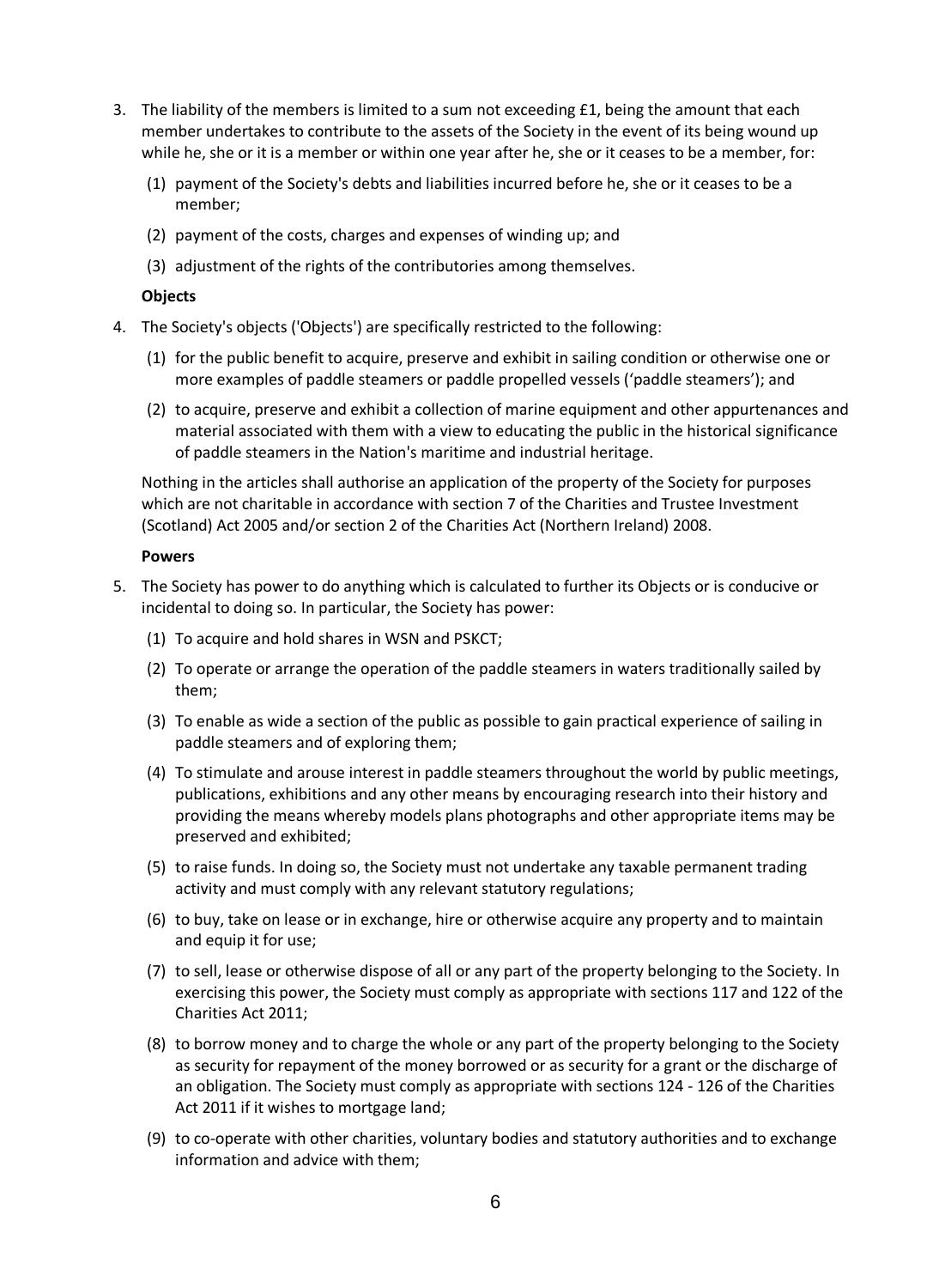3. The liability of the members is limited to a sum not exceeding £1, being the amount that each member undertakes to contribute to the assets of the Society in the event of its being wound up while he, she or it is a member or within one year after he, she or it ceases to be a member, for:

   (1) payment of the Society's debts and liabilities incurred before he, she or it ceases to be a member;

   (2) payment of the costs, charges and expenses of winding up; and

   (3) adjustment of the rights of the contributories among themselves.

   **Objects**

4. The Society's objects ('Objects') are specifically restricted to the following:

   (1) for the public benefit to acquire, preserve and exhibit in sailing condition or otherwise one or more examples of paddle steamers or paddle propelled vessels ('paddle steamers'); and

   (2) to acquire, preserve and exhibit a collection of marine equipment and other appurtenances and material associated with them with a view to educating the public in the historical significance of paddle steamers in the Nation's maritime and industrial heritage.

   Nothing in the articles shall authorise an application of the property of the Society for purposes which are not charitable in accordance with section 7 of the Charities and Trustee Investment (Scotland) Act 2005 and/or section 2 of the Charities Act (Northern Ireland) 2008.

   **Powers**

5. The Society has power to do anything which is calculated to further its Objects or is conducive or incidental to doing so. In particular, the Society has power:

   (1) To acquire and hold shares in WSN and PSKCT;

   (2) To operate or arrange the operation of the paddle steamers in waters traditionally sailed by them;

   (3) To enable as wide a section of the public as possible to gain practical experience of sailing in paddle steamers and of exploring them;

   (4) To stimulate and arouse interest in paddle steamers throughout the world by public meetings, publications, exhibitions and any other means by encouraging research into their history and providing the means whereby models plans photographs and other appropriate items may be preserved and exhibited;

   (5) to raise funds. In doing so, the Society must not undertake any taxable permanent trading activity and must comply with any relevant statutory regulations;

   (6) to buy, take on lease or in exchange, hire or otherwise acquire any property and to maintain and equip it for use;

   (7) to sell, lease or otherwise dispose of all or any part of the property belonging to the Society. In exercising this power, the Society must comply as appropriate with sections 117 and 122 of the Charities Act 2011;

   (8) to borrow money and to charge the whole or any part of the property belonging to the Society as security for repayment of the money borrowed or as security for a grant or the discharge of an obligation. The Society must comply as appropriate with sections 124 - 126 of the Charities Act 2011 if it wishes to mortgage land;

   (9) to co-operate with other charities, voluntary bodies and statutory authorities and to exchange information and advice with them;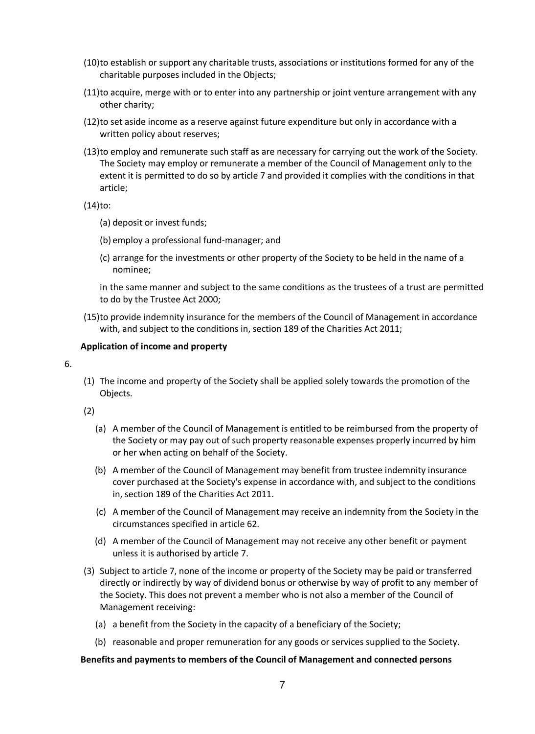(10) to establish or support any charitable trusts, associations or institutions formed for any of the charitable purposes included in the Objects;

(11) to acquire, merge with or to enter into any partnership or joint venture arrangement with any other charity;

(12) to set aside income as a reserve against future expenditure but only in accordance with a written policy about reserves;

(13) to employ and remunerate such staff as are necessary for carrying out the work of the Society. The Society may employ or remunerate a member of the Council of Management only to the extent it is permitted to do so by article 7 and provided it complies with the conditions in that article;

(14) to:

(a) deposit or invest funds;

(b) employ a professional fund-manager; and

(c) arrange for the investments or other property of the Society to be held in the name of a nominee;

in the same manner and subject to the same conditions as the trustees of a trust are permitted to do by the Trustee Act 2000;

(15) to provide indemnity insurance for the members of the Council of Management in accordance with, and subject to the conditions in, section 189 of the Charities Act 2011;

**Application of income and property**

6.

(1) The income and property of the Society shall be applied solely towards the promotion of the Objects.

(2)

(a) A member of the Council of Management is entitled to be reimbursed from the property of the Society or may pay out of such property reasonable expenses properly incurred by him or her when acting on behalf of the Society.

(b) A member of the Council of Management may benefit from trustee indemnity insurance cover purchased at the Society's expense in accordance with, and subject to the conditions in, section 189 of the Charities Act 2011.

(c) A member of the Council of Management may receive an indemnity from the Society in the circumstances specified in article 62.

(d) A member of the Council of Management may not receive any other benefit or payment unless it is authorised by article 7.

(3) Subject to article 7, none of the income or property of the Society may be paid or transferred directly or indirectly by way of dividend bonus or otherwise by way of profit to any member of the Society. This does not prevent a member who is not also a member of the Council of Management receiving:

(a) a benefit from the Society in the capacity of a beneficiary of the Society;

(b) reasonable and proper remuneration for any goods or services supplied to the Society.

**Benefits and payments to members of the Council of Management and connected persons**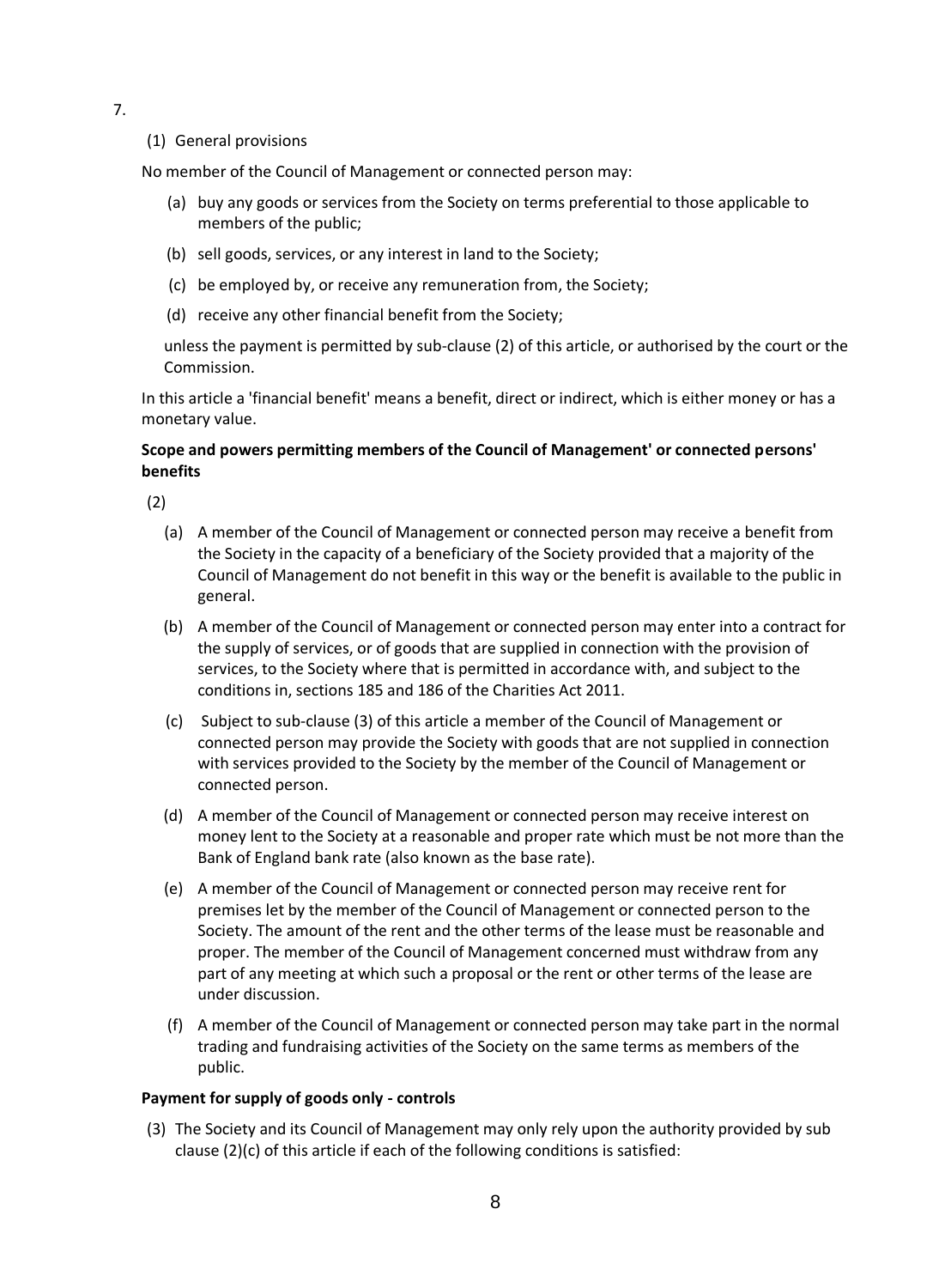7.

(1) General provisions

No member of the Council of Management or connected person may:

(a) buy any goods or services from the Society on terms preferential to those applicable to members of the public;

(b) sell goods, services, or any interest in land to the Society;

(c) be employed by, or receive any remuneration from, the Society;

(d) receive any other financial benefit from the Society;

unless the payment is permitted by sub-clause (2) of this article, or authorised by the court or the Commission.

In this article a 'financial benefit' means a benefit, direct or indirect, which is either money or has a monetary value.

**Scope and powers permitting members of the Council of Management' or connected persons' benefits**

(2)

(a) A member of the Council of Management or connected person may receive a benefit from the Society in the capacity of a beneficiary of the Society provided that a majority of the Council of Management do not benefit in this way or the benefit is available to the public in general.

(b) A member of the Council of Management or connected person may enter into a contract for the supply of services, or of goods that are supplied in connection with the provision of services, to the Society where that is permitted in accordance with, and subject to the conditions in, sections 185 and 186 of the Charities Act 2011.

(c) Subject to sub-clause (3) of this article a member of the Council of Management or connected person may provide the Society with goods that are not supplied in connection with services provided to the Society by the member of the Council of Management or connected person.

(d) A member of the Council of Management or connected person may receive interest on money lent to the Society at a reasonable and proper rate which must be not more than the Bank of England bank rate (also known as the base rate).

(e) A member of the Council of Management or connected person may receive rent for premises let by the member of the Council of Management or connected person to the Society. The amount of the rent and the other terms of the lease must be reasonable and proper. The member of the Council of Management concerned must withdraw from any part of any meeting at which such a proposal or the rent or other terms of the lease are under discussion.

(f) A member of the Council of Management or connected person may take part in the normal trading and fundraising activities of the Society on the same terms as members of the public.

**Payment for supply of goods only - controls**

(3) The Society and its Council of Management may only rely upon the authority provided by sub clause (2)(c) of this article if each of the following conditions is satisfied: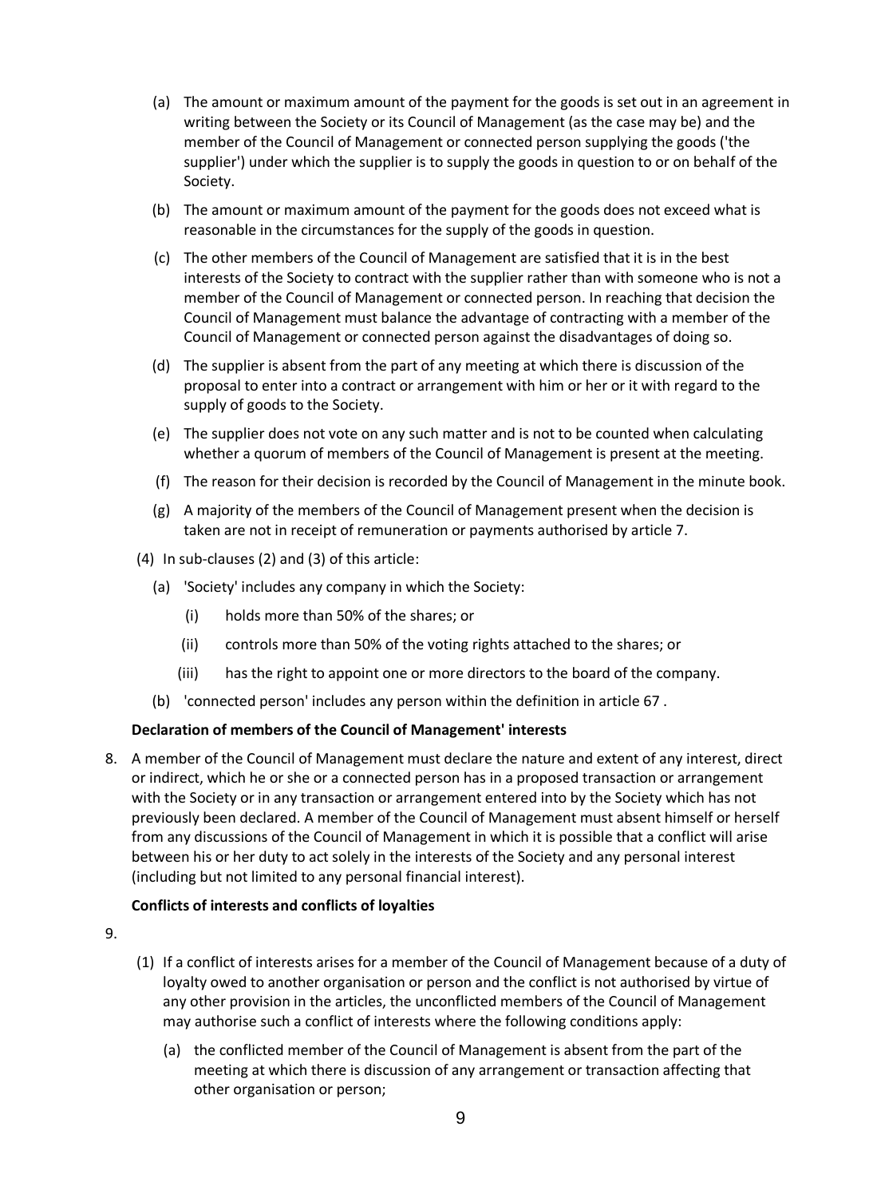(a) The amount or maximum amount of the payment for the goods is set out in an agreement in writing between the Society or its Council of Management (as the case may be) and the member of the Council of Management or connected person supplying the goods ('the supplier') under which the supplier is to supply the goods in question to or on behalf of the Society.

(b) The amount or maximum amount of the payment for the goods does not exceed what is reasonable in the circumstances for the supply of the goods in question.

(c) The other members of the Council of Management are satisfied that it is in the best interests of the Society to contract with the supplier rather than with someone who is not a member of the Council of Management or connected person. In reaching that decision the Council of Management must balance the advantage of contracting with a member of the Council of Management or connected person against the disadvantages of doing so.

(d) The supplier is absent from the part of any meeting at which there is discussion of the proposal to enter into a contract or arrangement with him or her or it with regard to the supply of goods to the Society.

(e) The supplier does not vote on any such matter and is not to be counted when calculating whether a quorum of members of the Council of Management is present at the meeting.

(f) The reason for their decision is recorded by the Council of Management in the minute book.

(g) A majority of the members of the Council of Management present when the decision is taken are not in receipt of remuneration or payments authorised by article 7.

(4) In sub-clauses (2) and (3) of this article:

(a) 'Society' includes any company in which the Society:

(i) holds more than 50% of the shares; or

(ii) controls more than 50% of the voting rights attached to the shares; or

(iii) has the right to appoint one or more directors to the board of the company.

(b) 'connected person' includes any person within the definition in article 67 .

**Declaration of members of the Council of Management' interests**

8. A member of the Council of Management must declare the nature and extent of any interest, direct or indirect, which he or she or a connected person has in a proposed transaction or arrangement with the Society or in any transaction or arrangement entered into by the Society which has not previously been declared. A member of the Council of Management must absent himself or herself from any discussions of the Council of Management in which it is possible that a conflict will arise between his or her duty to act solely in the interests of the Society and any personal interest (including but not limited to any personal financial interest).

**Conflicts of interests and conflicts of loyalties**

9.

(1) If a conflict of interests arises for a member of the Council of Management because of a duty of loyalty owed to another organisation or person and the conflict is not authorised by virtue of any other provision in the articles, the unconflicted members of the Council of Management may authorise such a conflict of interests where the following conditions apply:

(a) the conflicted member of the Council of Management is absent from the part of the meeting at which there is discussion of any arrangement or transaction affecting that other organisation or person;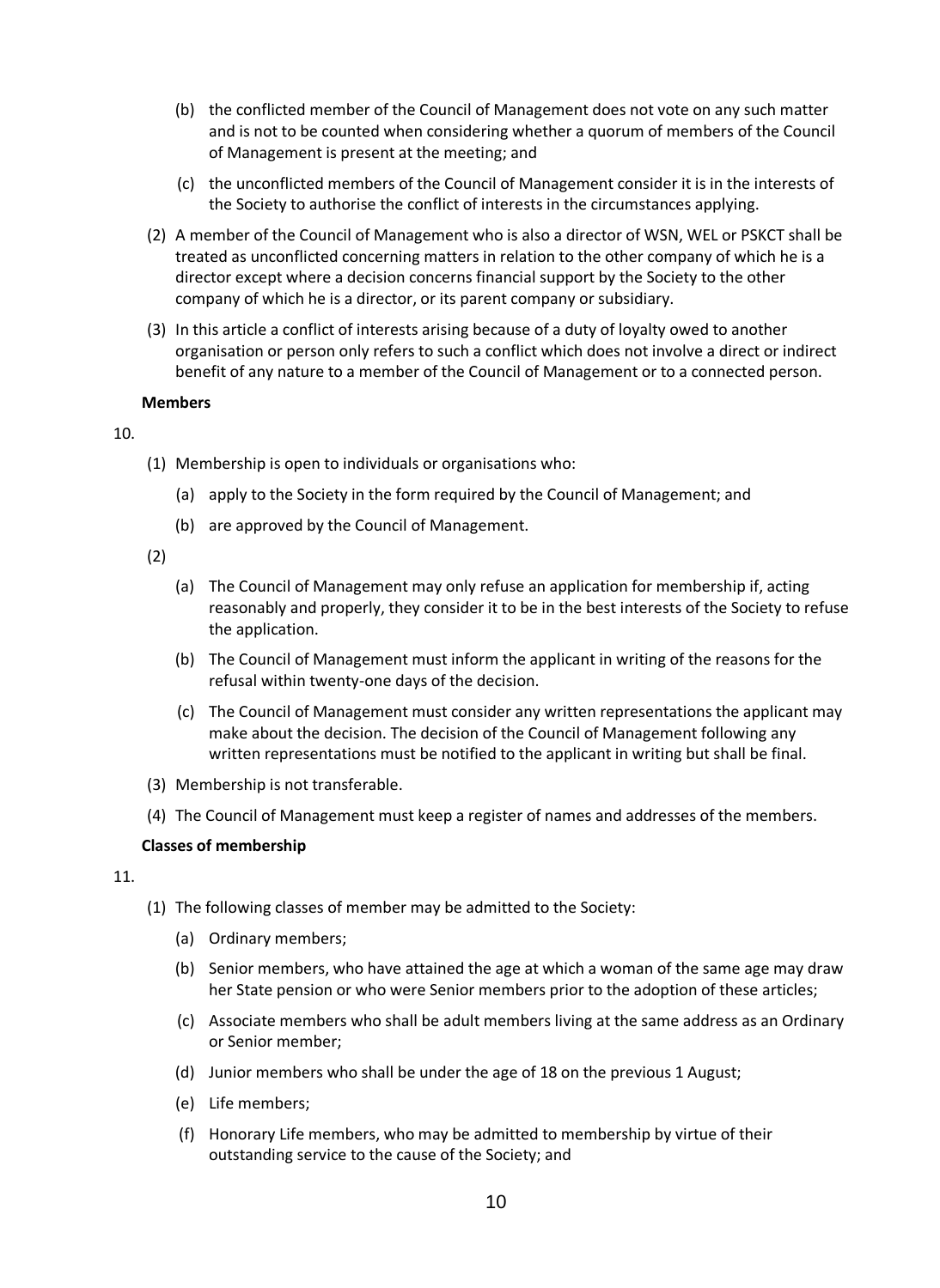(b) the conflicted member of the Council of Management does not vote on any such matter and is not to be counted when considering whether a quorum of members of the Council of Management is present at the meeting; and

(c) the unconflicted members of the Council of Management consider it is in the interests of the Society to authorise the conflict of interests in the circumstances applying.

(2) A member of the Council of Management who is also a director of WSN, WEL or PSKCT shall be treated as unconflicted concerning matters in relation to the other company of which he is a director except where a decision concerns financial support by the Society to the other company of which he is a director, or its parent company or subsidiary.

(3) In this article a conflict of interests arising because of a duty of loyalty owed to another organisation or person only refers to such a conflict which does not involve a direct or indirect benefit of any nature to a member of the Council of Management or to a connected person.

**Members**

10.

(1) Membership is open to individuals or organisations who:

(a) apply to the Society in the form required by the Council of Management; and

(b) are approved by the Council of Management.

(2)

(a) The Council of Management may only refuse an application for membership if, acting reasonably and properly, they consider it to be in the best interests of the Society to refuse the application.

(b) The Council of Management must inform the applicant in writing of the reasons for the refusal within twenty-one days of the decision.

(c) The Council of Management must consider any written representations the applicant may make about the decision. The decision of the Council of Management following any written representations must be notified to the applicant in writing but shall be final.

(3) Membership is not transferable.

(4) The Council of Management must keep a register of names and addresses of the members.

**Classes of membership**

11.

(1) The following classes of member may be admitted to the Society:

(a) Ordinary members;

(b) Senior members, who have attained the age at which a woman of the same age may draw her State pension or who were Senior members prior to the adoption of these articles;

(c) Associate members who shall be adult members living at the same address as an Ordinary or Senior member;

(d) Junior members who shall be under the age of 18 on the previous 1 August;

(e) Life members;

(f) Honorary Life members, who may be admitted to membership by virtue of their outstanding service to the cause of the Society; and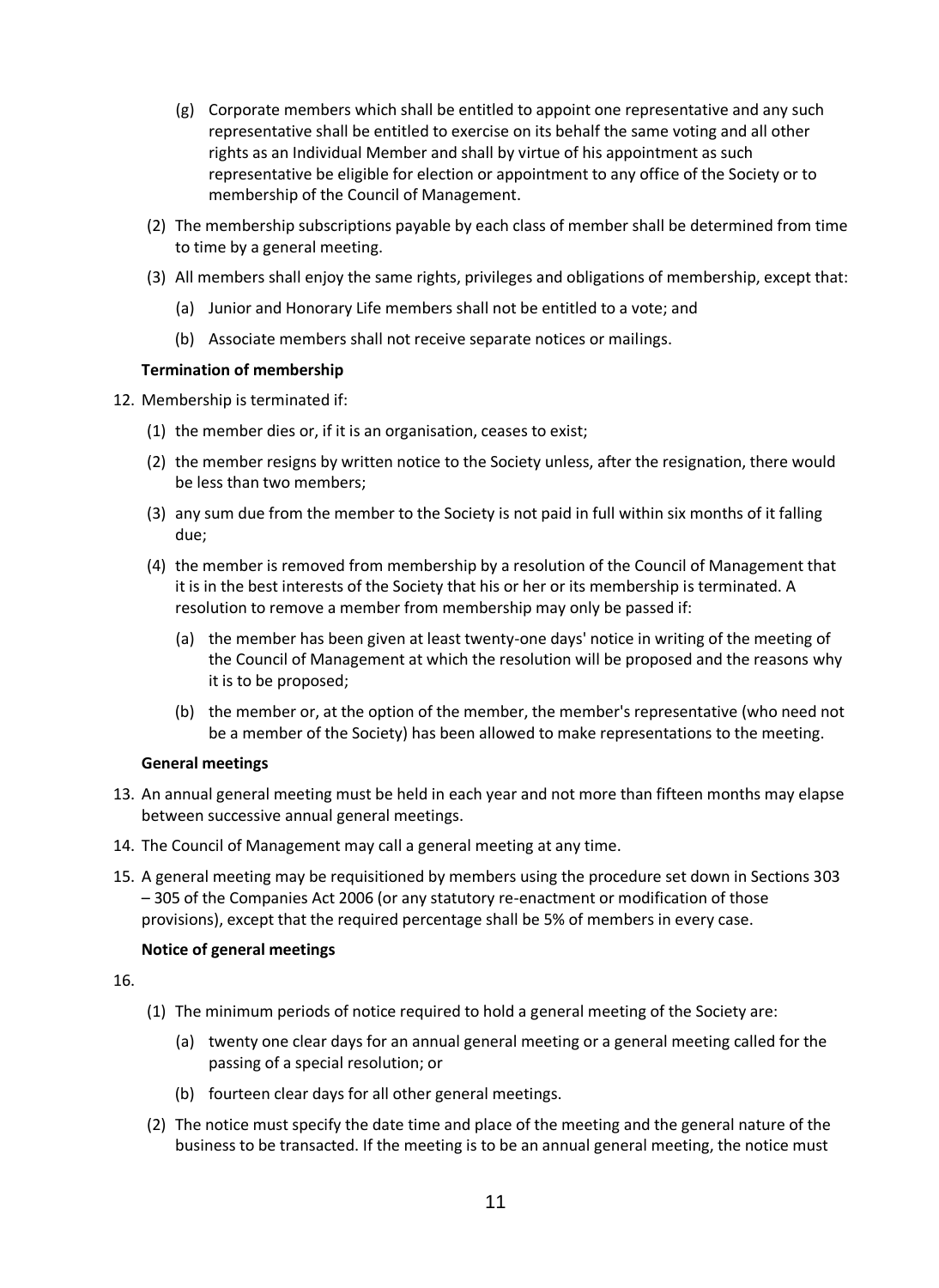(g) Corporate members which shall be entitled to appoint one representative and any such representative shall be entitled to exercise on its behalf the same voting and all other rights as an Individual Member and shall by virtue of his appointment as such representative be eligible for election or appointment to any office of the Society or to membership of the Council of Management.

(2) The membership subscriptions payable by each class of member shall be determined from time to time by a general meeting.

(3) All members shall enjoy the same rights, privileges and obligations of membership, except that:

(a) Junior and Honorary Life members shall not be entitled to a vote; and

(b) Associate members shall not receive separate notices or mailings.

**Termination of membership**

12. Membership is terminated if:

(1) the member dies or, if it is an organisation, ceases to exist;

(2) the member resigns by written notice to the Society unless, after the resignation, there would be less than two members;

(3) any sum due from the member to the Society is not paid in full within six months of it falling due;

(4) the member is removed from membership by a resolution of the Council of Management that it is in the best interests of the Society that his or her or its membership is terminated. A resolution to remove a member from membership may only be passed if:

(a) the member has been given at least twenty-one days' notice in writing of the meeting of the Council of Management at which the resolution will be proposed and the reasons why it is to be proposed;

(b) the member or, at the option of the member, the member's representative (who need not be a member of the Society) has been allowed to make representations to the meeting.

**General meetings**

13. An annual general meeting must be held in each year and not more than fifteen months may elapse between successive annual general meetings.

14. The Council of Management may call a general meeting at any time.

15. A general meeting may be requisitioned by members using the procedure set down in Sections 303 – 305 of the Companies Act 2006 (or any statutory re-enactment or modification of those provisions), except that the required percentage shall be 5% of members in every case.

**Notice of general meetings**

16.

(1) The minimum periods of notice required to hold a general meeting of the Society are:

(a) twenty one clear days for an annual general meeting or a general meeting called for the passing of a special resolution; or

(b) fourteen clear days for all other general meetings.

(2) The notice must specify the date time and place of the meeting and the general nature of the business to be transacted. If the meeting is to be an annual general meeting, the notice must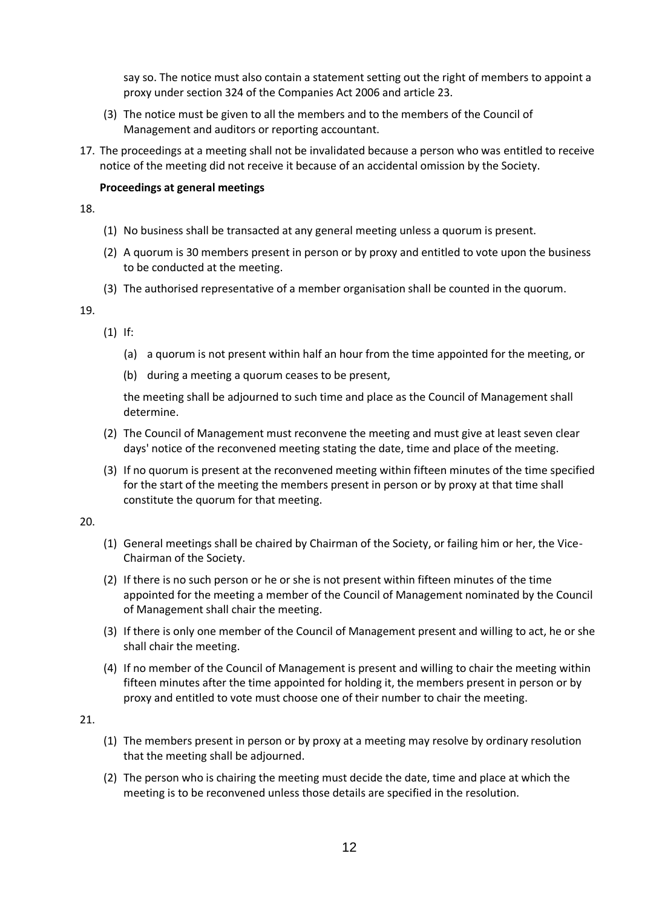say so. The notice must also contain a statement setting out the right of members to appoint a proxy under section 324 of the Companies Act 2006 and article 23.

(3) The notice must be given to all the members and to the members of the Council of Management and auditors or reporting accountant.

17. The proceedings at a meeting shall not be invalidated because a person who was entitled to receive notice of the meeting did not receive it because of an accidental omission by the Society.

**Proceedings at general meetings**

18.

(1) No business shall be transacted at any general meeting unless a quorum is present.

(2) A quorum is 30 members present in person or by proxy and entitled to vote upon the business to be conducted at the meeting.

(3) The authorised representative of a member organisation shall be counted in the quorum.

19.

(1) If:

(a) a quorum is not present within half an hour from the time appointed for the meeting, or

(b) during a meeting a quorum ceases to be present,

the meeting shall be adjourned to such time and place as the Council of Management shall determine.

(2) The Council of Management must reconvene the meeting and must give at least seven clear days' notice of the reconvened meeting stating the date, time and place of the meeting.

(3) If no quorum is present at the reconvened meeting within fifteen minutes of the time specified for the start of the meeting the members present in person or by proxy at that time shall constitute the quorum for that meeting.

20.

(1) General meetings shall be chaired by Chairman of the Society, or failing him or her, the Vice-Chairman of the Society.

(2) If there is no such person or he or she is not present within fifteen minutes of the time appointed for the meeting a member of the Council of Management nominated by the Council of Management shall chair the meeting.

(3) If there is only one member of the Council of Management present and willing to act, he or she shall chair the meeting.

(4) If no member of the Council of Management is present and willing to chair the meeting within fifteen minutes after the time appointed for holding it, the members present in person or by proxy and entitled to vote must choose one of their number to chair the meeting.

21.

(1) The members present in person or by proxy at a meeting may resolve by ordinary resolution that the meeting shall be adjourned.

(2) The person who is chairing the meeting must decide the date, time and place at which the meeting is to be reconvened unless those details are specified in the resolution.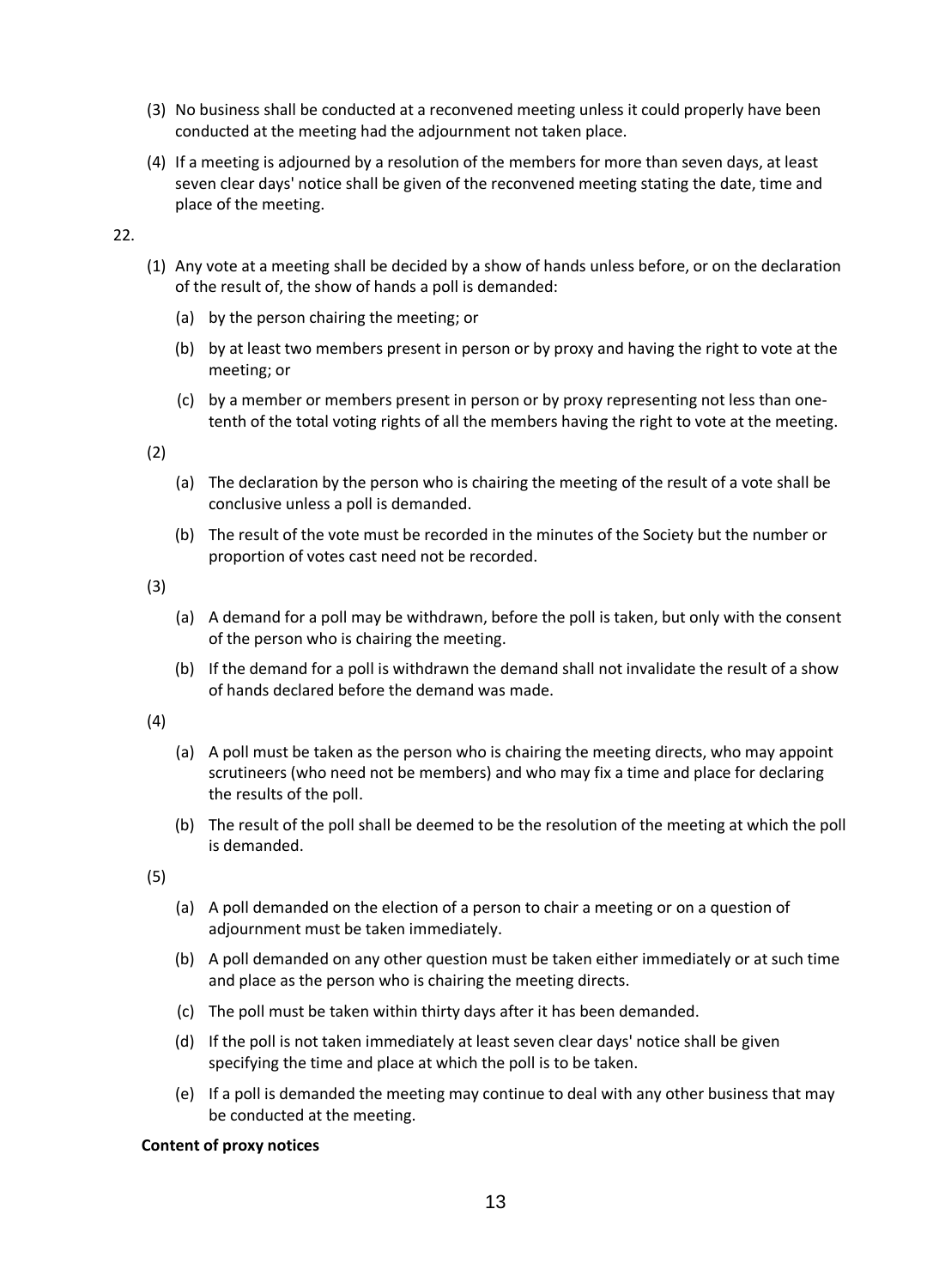(3) No business shall be conducted at a reconvened meeting unless it could properly have been conducted at the meeting had the adjournment not taken place.

(4) If a meeting is adjourned by a resolution of the members for more than seven days, at least seven clear days' notice shall be given of the reconvened meeting stating the date, time and place of the meeting.

22.

(1) Any vote at a meeting shall be decided by a show of hands unless before, or on the declaration of the result of, the show of hands a poll is demanded:

   (a) by the person chairing the meeting; or

   (b) by at least two members present in person or by proxy and having the right to vote at the meeting; or

   (c) by a member or members present in person or by proxy representing not less than one-tenth of the total voting rights of all the members having the right to vote at the meeting.

(2)

   (a) The declaration by the person who is chairing the meeting of the result of a vote shall be conclusive unless a poll is demanded.

   (b) The result of the vote must be recorded in the minutes of the Society but the number or proportion of votes cast need not be recorded.

(3)

   (a) A demand for a poll may be withdrawn, before the poll is taken, but only with the consent of the person who is chairing the meeting.

   (b) If the demand for a poll is withdrawn the demand shall not invalidate the result of a show of hands declared before the demand was made.

(4)

   (a) A poll must be taken as the person who is chairing the meeting directs, who may appoint scrutineers (who need not be members) and who may fix a time and place for declaring the results of the poll.

   (b) The result of the poll shall be deemed to be the resolution of the meeting at which the poll is demanded.

(5)

   (a) A poll demanded on the election of a person to chair a meeting or on a question of adjournment must be taken immediately.

   (b) A poll demanded on any other question must be taken either immediately or at such time and place as the person who is chairing the meeting directs.

   (c) The poll must be taken within thirty days after it has been demanded.

   (d) If the poll is not taken immediately at least seven clear days' notice shall be given specifying the time and place at which the poll is to be taken.

   (e) If a poll is demanded the meeting may continue to deal with any other business that may be conducted at the meeting.

**Content of proxy notices**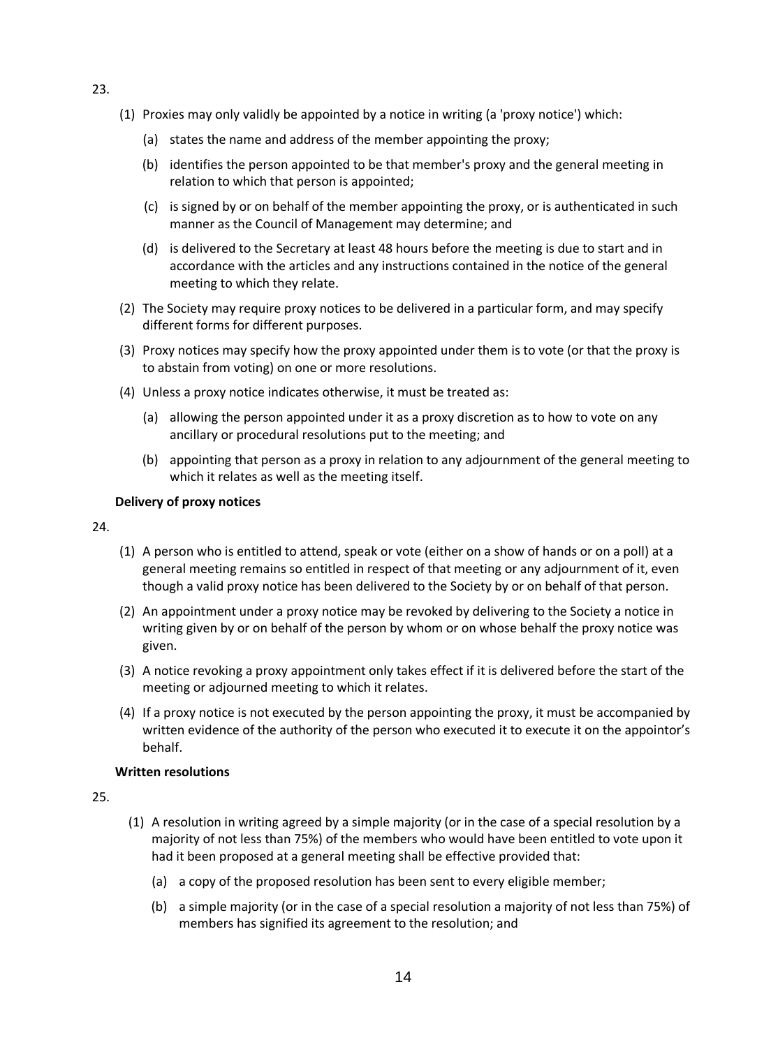23.

(1) Proxies may only validly be appointed by a notice in writing (a 'proxy notice') which:

(a) states the name and address of the member appointing the proxy;

(b) identifies the person appointed to be that member's proxy and the general meeting in relation to which that person is appointed;

(c) is signed by or on behalf of the member appointing the proxy, or is authenticated in such manner as the Council of Management may determine; and

(d) is delivered to the Secretary at least 48 hours before the meeting is due to start and in accordance with the articles and any instructions contained in the notice of the general meeting to which they relate.

(2) The Society may require proxy notices to be delivered in a particular form, and may specify different forms for different purposes.

(3) Proxy notices may specify how the proxy appointed under them is to vote (or that the proxy is to abstain from voting) on one or more resolutions.

(4) Unless a proxy notice indicates otherwise, it must be treated as:

(a) allowing the person appointed under it as a proxy discretion as to how to vote on any ancillary or procedural resolutions put to the meeting; and

(b) appointing that person as a proxy in relation to any adjournment of the general meeting to which it relates as well as the meeting itself.

**Delivery of proxy notices**

24.

(1) A person who is entitled to attend, speak or vote (either on a show of hands or on a poll) at a general meeting remains so entitled in respect of that meeting or any adjournment of it, even though a valid proxy notice has been delivered to the Society by or on behalf of that person.

(2) An appointment under a proxy notice may be revoked by delivering to the Society a notice in writing given by or on behalf of the person by whom or on whose behalf the proxy notice was given.

(3) A notice revoking a proxy appointment only takes effect if it is delivered before the start of the meeting or adjourned meeting to which it relates.

(4) If a proxy notice is not executed by the person appointing the proxy, it must be accompanied by written evidence of the authority of the person who executed it to execute it on the appointor's behalf.

**Written resolutions**

25.

(1) A resolution in writing agreed by a simple majority (or in the case of a special resolution by a majority of not less than 75%) of the members who would have been entitled to vote upon it had it been proposed at a general meeting shall be effective provided that:

(a) a copy of the proposed resolution has been sent to every eligible member;

(b) a simple majority (or in the case of a special resolution a majority of not less than 75%) of members has signified its agreement to the resolution; and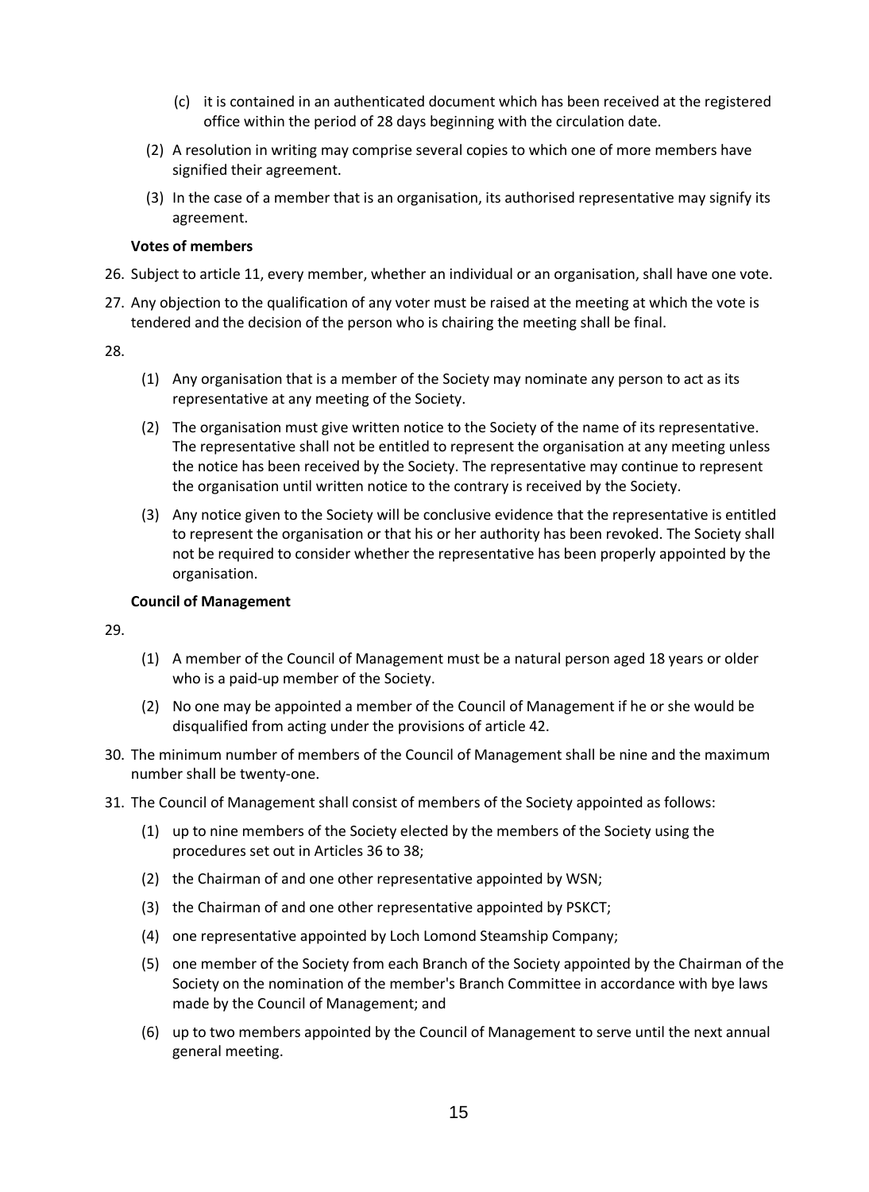(c) it is contained in an authenticated document which has been received at the registered office within the period of 28 days beginning with the circulation date.

(2) A resolution in writing may comprise several copies to which one of more members have signified their agreement.

(3) In the case of a member that is an organisation, its authorised representative may signify its agreement.

**Votes of members**

26. Subject to article 11, every member, whether an individual or an organisation, shall have one vote.

27. Any objection to the qualification of any voter must be raised at the meeting at which the vote is tendered and the decision of the person who is chairing the meeting shall be final.

28.

(1) Any organisation that is a member of the Society may nominate any person to act as its representative at any meeting of the Society.

(2) The organisation must give written notice to the Society of the name of its representative. The representative shall not be entitled to represent the organisation at any meeting unless the notice has been received by the Society. The representative may continue to represent the organisation until written notice to the contrary is received by the Society.

(3) Any notice given to the Society will be conclusive evidence that the representative is entitled to represent the organisation or that his or her authority has been revoked. The Society shall not be required to consider whether the representative has been properly appointed by the organisation.

**Council of Management**

29.

(1) A member of the Council of Management must be a natural person aged 18 years or older who is a paid-up member of the Society.

(2) No one may be appointed a member of the Council of Management if he or she would be disqualified from acting under the provisions of article 42.

30. The minimum number of members of the Council of Management shall be nine and the maximum number shall be twenty-one.

31. The Council of Management shall consist of members of the Society appointed as follows:

(1) up to nine members of the Society elected by the members of the Society using the procedures set out in Articles 36 to 38;

(2) the Chairman of and one other representative appointed by WSN;

(3) the Chairman of and one other representative appointed by PSKCT;

(4) one representative appointed by Loch Lomond Steamship Company;

(5) one member of the Society from each Branch of the Society appointed by the Chairman of the Society on the nomination of the member's Branch Committee in accordance with bye laws made by the Council of Management; and

(6) up to two members appointed by the Council of Management to serve until the next annual general meeting.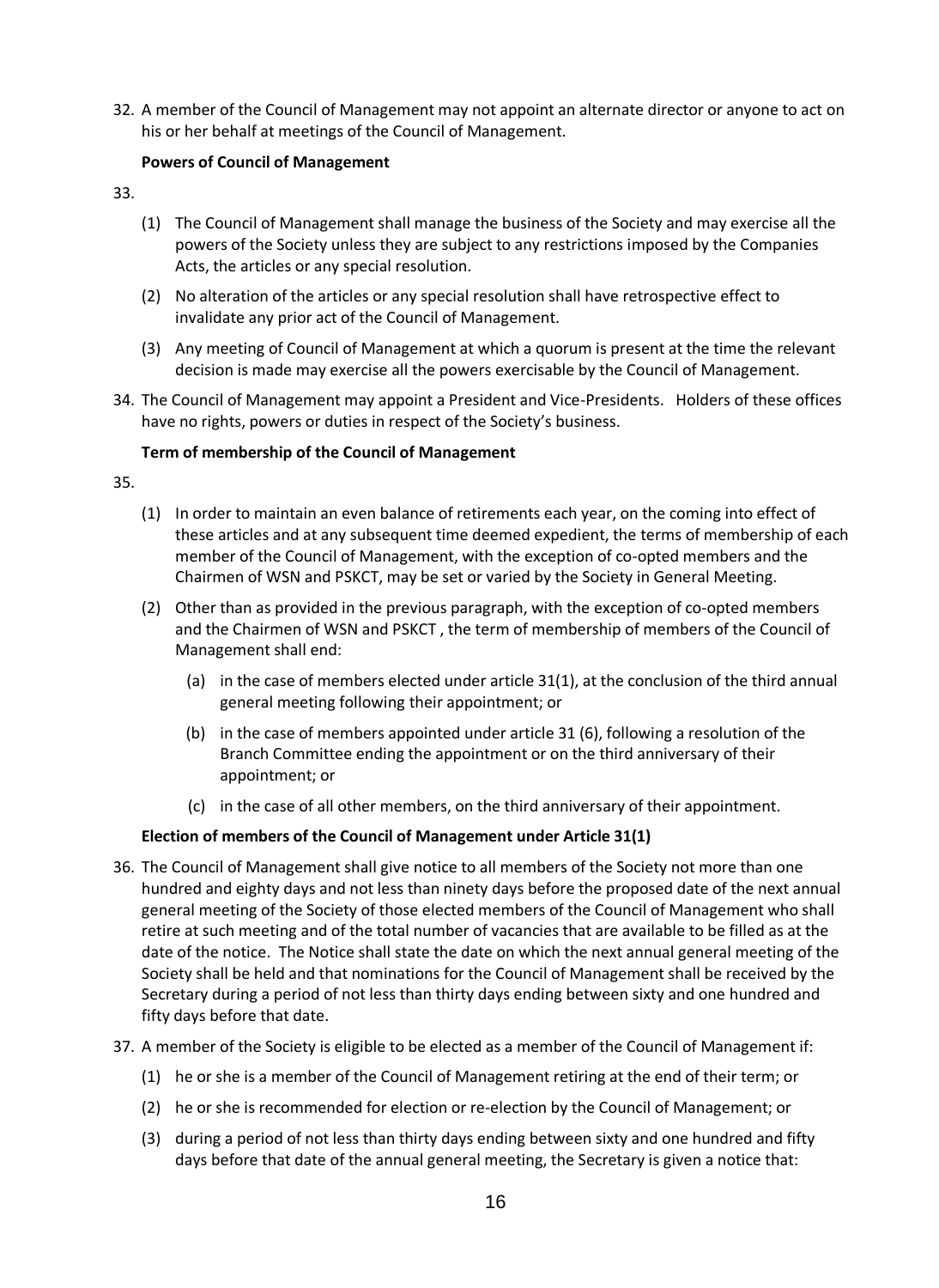32. A member of the Council of Management may not appoint an alternate director or anyone to act on his or her behalf at meetings of the Council of Management.

**Powers of Council of Management**

33.

(1) The Council of Management shall manage the business of the Society and may exercise all the powers of the Society unless they are subject to any restrictions imposed by the Companies Acts, the articles or any special resolution.

(2) No alteration of the articles or any special resolution shall have retrospective effect to invalidate any prior act of the Council of Management.

(3) Any meeting of Council of Management at which a quorum is present at the time the relevant decision is made may exercise all the powers exercisable by the Council of Management.

34. The Council of Management may appoint a President and Vice-Presidents. Holders of these offices have no rights, powers or duties in respect of the Society's business.

**Term of membership of the Council of Management**

35.

(1) In order to maintain an even balance of retirements each year, on the coming into effect of these articles and at any subsequent time deemed expedient, the terms of membership of each member of the Council of Management, with the exception of co-opted members and the Chairmen of WSN and PSKCT, may be set or varied by the Society in General Meeting.

(2) Other than as provided in the previous paragraph, with the exception of co-opted members and the Chairmen of WSN and PSKCT , the term of membership of members of the Council of Management shall end:

  (a) in the case of members elected under article 31(1), at the conclusion of the third annual general meeting following their appointment; or

  (b) in the case of members appointed under article 31 (6), following a resolution of the Branch Committee ending the appointment or on the third anniversary of their appointment; or

  (c) in the case of all other members, on the third anniversary of their appointment.

**Election of members of the Council of Management under Article 31(1)**

36. The Council of Management shall give notice to all members of the Society not more than one hundred and eighty days and not less than ninety days before the proposed date of the next annual general meeting of the Society of those elected members of the Council of Management who shall retire at such meeting and of the total number of vacancies that are available to be filled as at the date of the notice. The Notice shall state the date on which the next annual general meeting of the Society shall be held and that nominations for the Council of Management shall be received by the Secretary during a period of not less than thirty days ending between sixty and one hundred and fifty days before that date.

37. A member of the Society is eligible to be elected as a member of the Council of Management if:

(1) he or she is a member of the Council of Management retiring at the end of their term; or

(2) he or she is recommended for election or re-election by the Council of Management; or

(3) during a period of not less than thirty days ending between sixty and one hundred and fifty days before that date of the annual general meeting, the Secretary is given a notice that: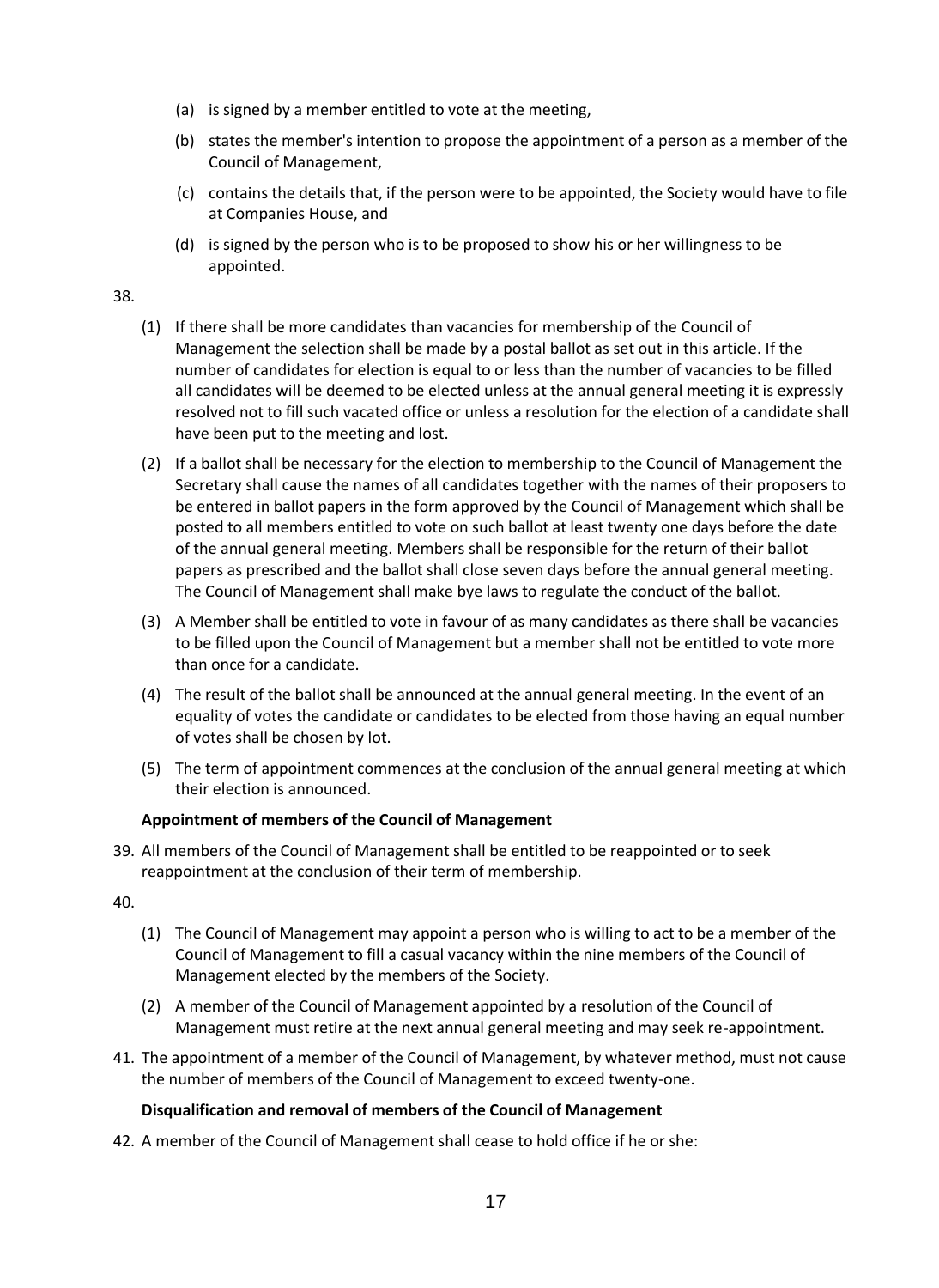(a) is signed by a member entitled to vote at the meeting,

(b) states the member's intention to propose the appointment of a person as a member of the Council of Management,

(c) contains the details that, if the person were to be appointed, the Society would have to file at Companies House, and

(d) is signed by the person who is to be proposed to show his or her willingness to be appointed.

38.

(1) If there shall be more candidates than vacancies for membership of the Council of Management the selection shall be made by a postal ballot as set out in this article. If the number of candidates for election is equal to or less than the number of vacancies to be filled all candidates will be deemed to be elected unless at the annual general meeting it is expressly resolved not to fill such vacated office or unless a resolution for the election of a candidate shall have been put to the meeting and lost.

(2) If a ballot shall be necessary for the election to membership to the Council of Management the Secretary shall cause the names of all candidates together with the names of their proposers to be entered in ballot papers in the form approved by the Council of Management which shall be posted to all members entitled to vote on such ballot at least twenty one days before the date of the annual general meeting. Members shall be responsible for the return of their ballot papers as prescribed and the ballot shall close seven days before the annual general meeting. The Council of Management shall make bye laws to regulate the conduct of the ballot.

(3) A Member shall be entitled to vote in favour of as many candidates as there shall be vacancies to be filled upon the Council of Management but a member shall not be entitled to vote more than once for a candidate.

(4) The result of the ballot shall be announced at the annual general meeting. In the event of an equality of votes the candidate or candidates to be elected from those having an equal number of votes shall be chosen by lot.

(5) The term of appointment commences at the conclusion of the annual general meeting at which their election is announced.

**Appointment of members of the Council of Management**

39. All members of the Council of Management shall be entitled to be reappointed or to seek reappointment at the conclusion of their term of membership.

40.

(1) The Council of Management may appoint a person who is willing to act to be a member of the Council of Management to fill a casual vacancy within the nine members of the Council of Management elected by the members of the Society.

(2) A member of the Council of Management appointed by a resolution of the Council of Management must retire at the next annual general meeting and may seek re-appointment.

41. The appointment of a member of the Council of Management, by whatever method, must not cause the number of members of the Council of Management to exceed twenty-one.

**Disqualification and removal of members of the Council of Management**

42. A member of the Council of Management shall cease to hold office if he or she: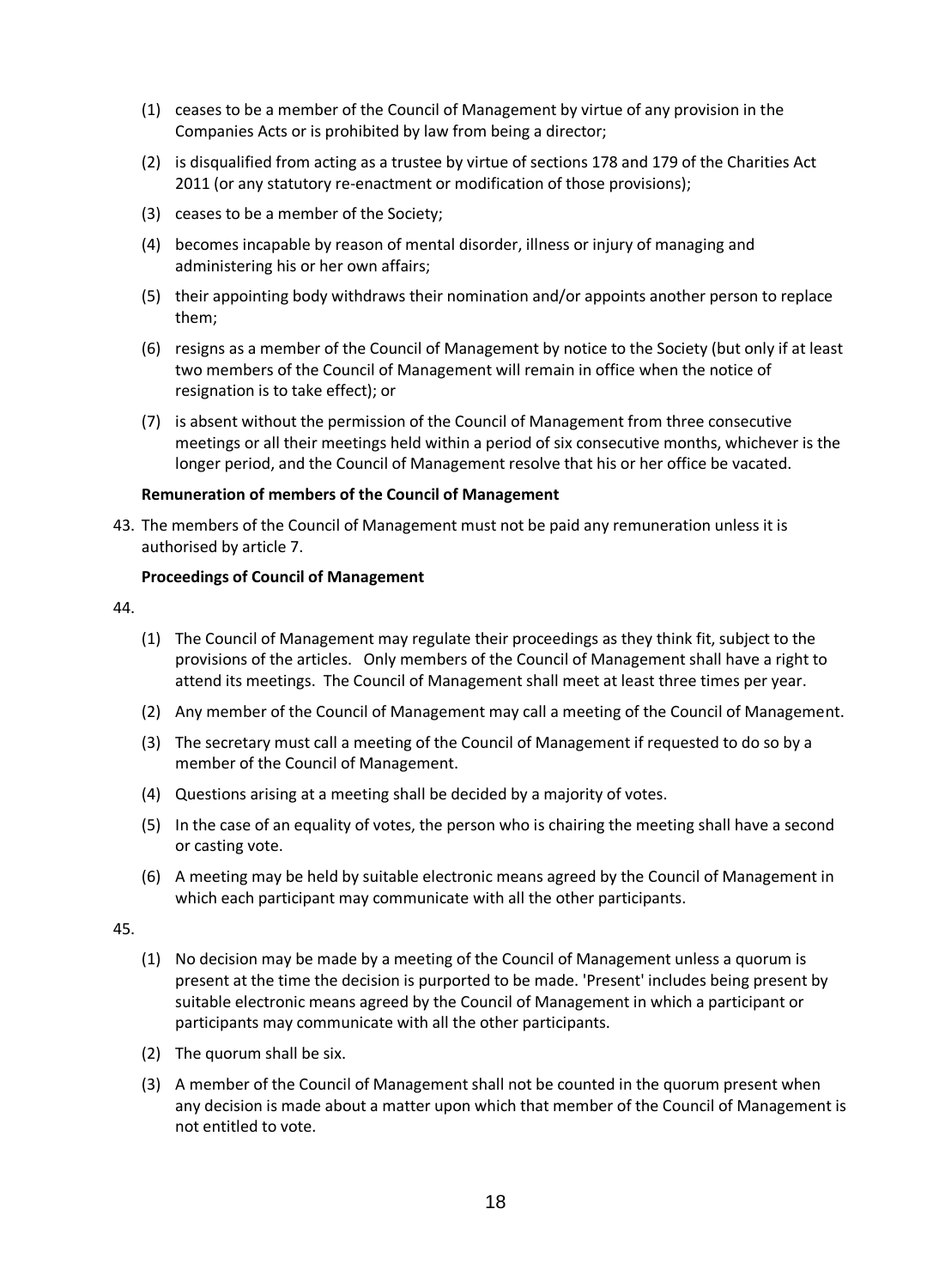(1) ceases to be a member of the Council of Management by virtue of any provision in the Companies Acts or is prohibited by law from being a director;

(2) is disqualified from acting as a trustee by virtue of sections 178 and 179 of the Charities Act 2011 (or any statutory re-enactment or modification of those provisions);

(3) ceases to be a member of the Society;

(4) becomes incapable by reason of mental disorder, illness or injury of managing and administering his or her own affairs;

(5) their appointing body withdraws their nomination and/or appoints another person to replace them;

(6) resigns as a member of the Council of Management by notice to the Society (but only if at least two members of the Council of Management will remain in office when the notice of resignation is to take effect); or

(7) is absent without the permission of the Council of Management from three consecutive meetings or all their meetings held within a period of six consecutive months, whichever is the longer period, and the Council of Management resolve that his or her office be vacated.

**Remuneration of members of the Council of Management**

43. The members of the Council of Management must not be paid any remuneration unless it is authorised by article 7.

**Proceedings of Council of Management**

44.

(1) The Council of Management may regulate their proceedings as they think fit, subject to the provisions of the articles. Only members of the Council of Management shall have a right to attend its meetings. The Council of Management shall meet at least three times per year.

(2) Any member of the Council of Management may call a meeting of the Council of Management.

(3) The secretary must call a meeting of the Council of Management if requested to do so by a member of the Council of Management.

(4) Questions arising at a meeting shall be decided by a majority of votes.

(5) In the case of an equality of votes, the person who is chairing the meeting shall have a second or casting vote.

(6) A meeting may be held by suitable electronic means agreed by the Council of Management in which each participant may communicate with all the other participants.

45.

(1) No decision may be made by a meeting of the Council of Management unless a quorum is present at the time the decision is purported to be made. 'Present' includes being present by suitable electronic means agreed by the Council of Management in which a participant or participants may communicate with all the other participants.

(2) The quorum shall be six.

(3) A member of the Council of Management shall not be counted in the quorum present when any decision is made about a matter upon which that member of the Council of Management is not entitled to vote.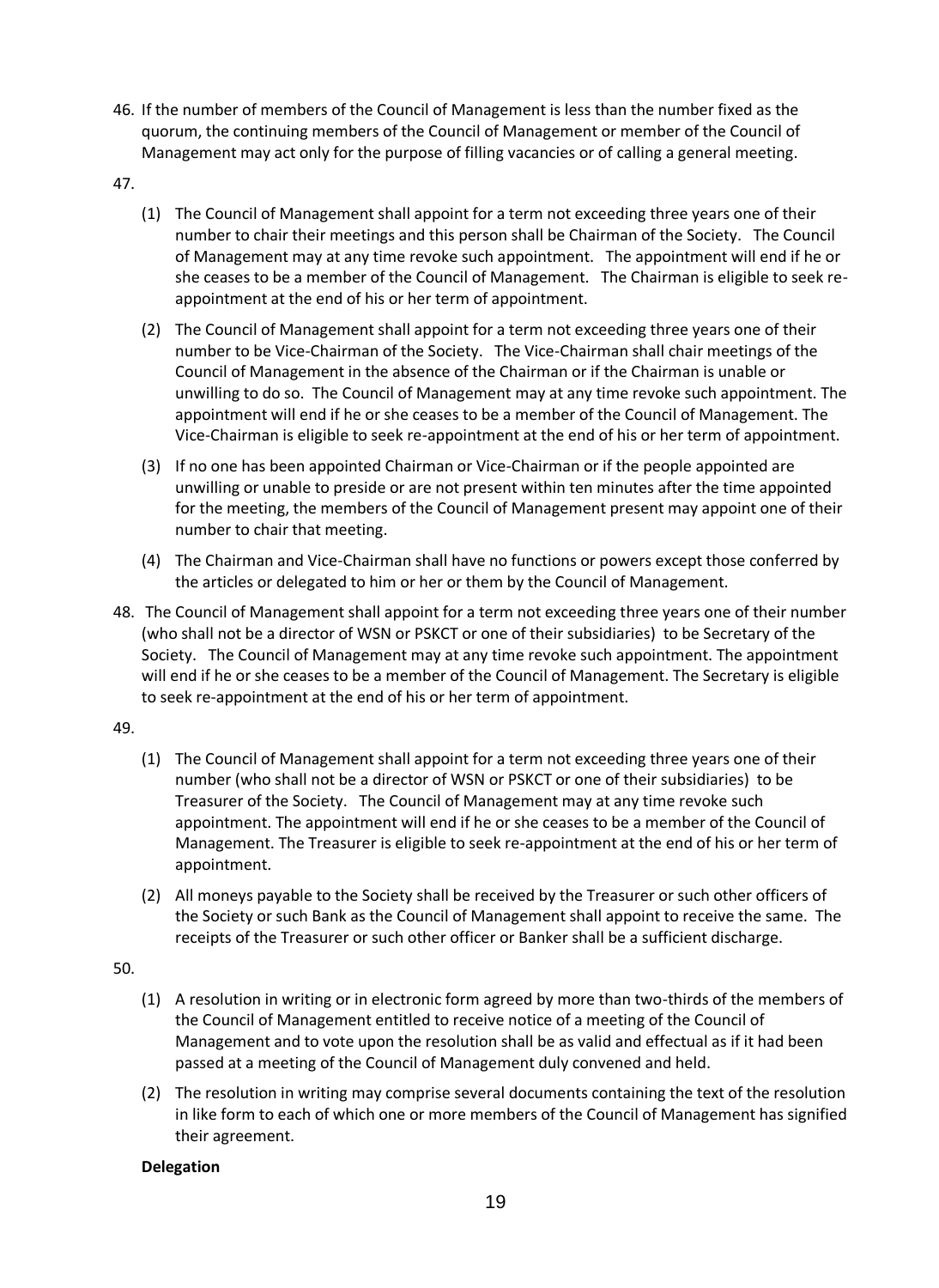46. If the number of members of the Council of Management is less than the number fixed as the quorum, the continuing members of the Council of Management or member of the Council of Management may act only for the purpose of filling vacancies or of calling a general meeting.

47.

    (1) The Council of Management shall appoint for a term not exceeding three years one of their number to chair their meetings and this person shall be Chairman of the Society. The Council of Management may at any time revoke such appointment. The appointment will end if he or she ceases to be a member of the Council of Management. The Chairman is eligible to seek re-appointment at the end of his or her term of appointment.

    (2) The Council of Management shall appoint for a term not exceeding three years one of their number to be Vice-Chairman of the Society. The Vice-Chairman shall chair meetings of the Council of Management in the absence of the Chairman or if the Chairman is unable or unwilling to do so. The Council of Management may at any time revoke such appointment. The appointment will end if he or she ceases to be a member of the Council of Management. The Vice-Chairman is eligible to seek re-appointment at the end of his or her term of appointment.

    (3) If no one has been appointed Chairman or Vice-Chairman or if the people appointed are unwilling or unable to preside or are not present within ten minutes after the time appointed for the meeting, the members of the Council of Management present may appoint one of their number to chair that meeting.

    (4) The Chairman and Vice-Chairman shall have no functions or powers except those conferred by the articles or delegated to him or her or them by the Council of Management.

48. The Council of Management shall appoint for a term not exceeding three years one of their number (who shall not be a director of WSN or PSKCT or one of their subsidiaries) to be Secretary of the Society. The Council of Management may at any time revoke such appointment. The appointment will end if he or she ceases to be a member of the Council of Management. The Secretary is eligible to seek re-appointment at the end of his or her term of appointment.

49.

    (1) The Council of Management shall appoint for a term not exceeding three years one of their number (who shall not be a director of WSN or PSKCT or one of their subsidiaries) to be Treasurer of the Society. The Council of Management may at any time revoke such appointment. The appointment will end if he or she ceases to be a member of the Council of Management. The Treasurer is eligible to seek re-appointment at the end of his or her term of appointment.

    (2) All moneys payable to the Society shall be received by the Treasurer or such other officers of the Society or such Bank as the Council of Management shall appoint to receive the same. The receipts of the Treasurer or such other officer or Banker shall be a sufficient discharge.

50.

    (1) A resolution in writing or in electronic form agreed by more than two-thirds of the members of the Council of Management entitled to receive notice of a meeting of the Council of Management and to vote upon the resolution shall be as valid and effectual as if it had been passed at a meeting of the Council of Management duly convened and held.

    (2) The resolution in writing may comprise several documents containing the text of the resolution in like form to each of which one or more members of the Council of Management has signified their agreement.

**Delegation**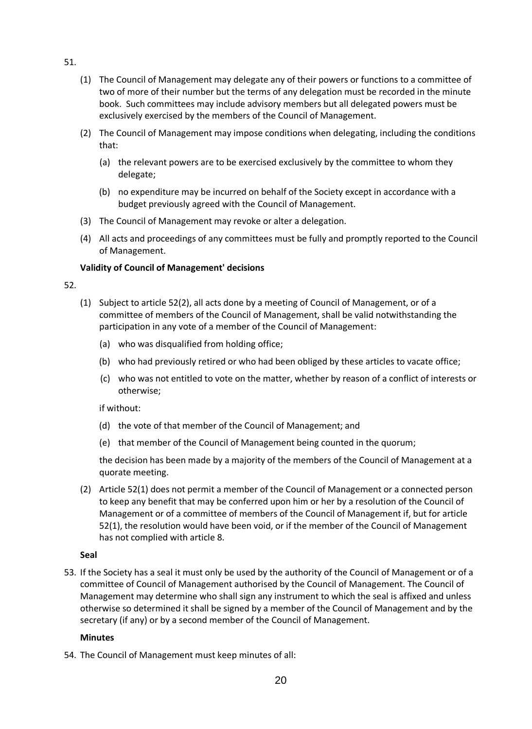51.

(1) The Council of Management may delegate any of their powers or functions to a committee of two of more of their number but the terms of any delegation must be recorded in the minute book. Such committees may include advisory members but all delegated powers must be exclusively exercised by the members of the Council of Management.

(2) The Council of Management may impose conditions when delegating, including the conditions that:

(a) the relevant powers are to be exercised exclusively by the committee to whom they delegate;

(b) no expenditure may be incurred on behalf of the Society except in accordance with a budget previously agreed with the Council of Management.

(3) The Council of Management may revoke or alter a delegation.

(4) All acts and proceedings of any committees must be fully and promptly reported to the Council of Management.

**Validity of Council of Management' decisions**

52.

(1) Subject to article 52(2), all acts done by a meeting of Council of Management, or of a committee of members of the Council of Management, shall be valid notwithstanding the participation in any vote of a member of the Council of Management:

(a) who was disqualified from holding office;

(b) who had previously retired or who had been obliged by these articles to vacate office;

(c) who was not entitled to vote on the matter, whether by reason of a conflict of interests or otherwise;

if without:

(d) the vote of that member of the Council of Management; and

(e) that member of the Council of Management being counted in the quorum;

the decision has been made by a majority of the members of the Council of Management at a quorate meeting.

(2) Article 52(1) does not permit a member of the Council of Management or a connected person to keep any benefit that may be conferred upon him or her by a resolution of the Council of Management or of a committee of members of the Council of Management if, but for article 52(1), the resolution would have been void, or if the member of the Council of Management has not complied with article 8.

**Seal**

53. If the Society has a seal it must only be used by the authority of the Council of Management or of a committee of Council of Management authorised by the Council of Management. The Council of Management may determine who shall sign any instrument to which the seal is affixed and unless otherwise so determined it shall be signed by a member of the Council of Management and by the secretary (if any) or by a second member of the Council of Management.

**Minutes**

54. The Council of Management must keep minutes of all: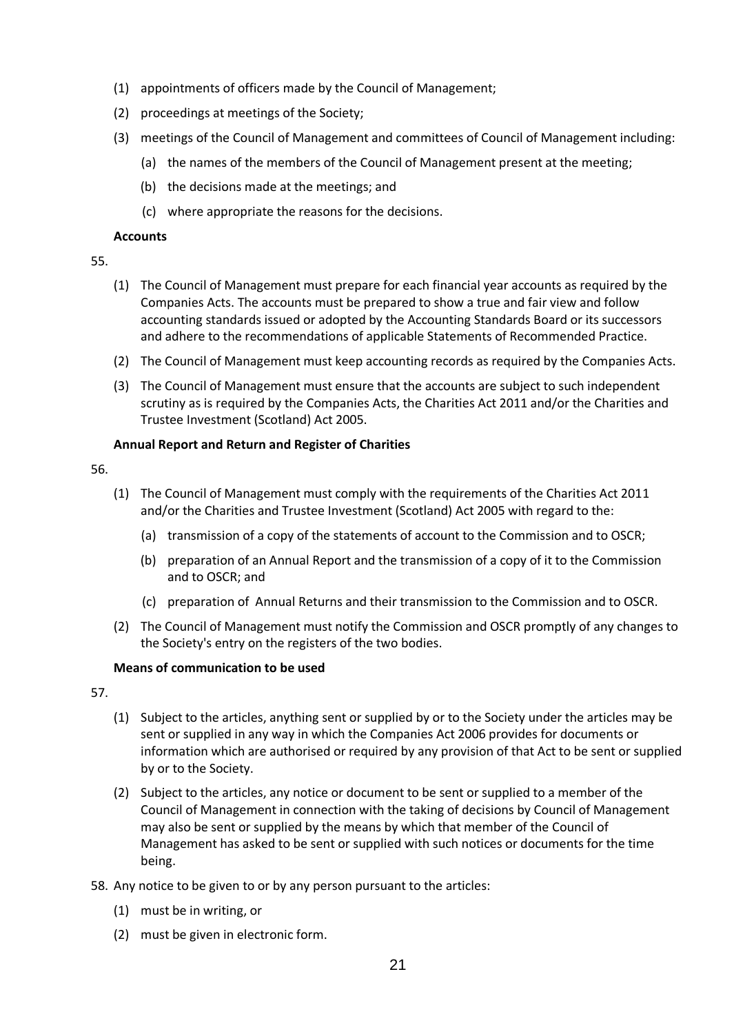(1) appointments of officers made by the Council of Management;

(2) proceedings at meetings of the Society;

(3) meetings of the Council of Management and committees of Council of Management including:

  (a) the names of the members of the Council of Management present at the meeting;

  (b) the decisions made at the meetings; and

  (c) where appropriate the reasons for the decisions.

**Accounts**

55.

(1) The Council of Management must prepare for each financial year accounts as required by the Companies Acts. The accounts must be prepared to show a true and fair view and follow accounting standards issued or adopted by the Accounting Standards Board or its successors and adhere to the recommendations of applicable Statements of Recommended Practice.

(2) The Council of Management must keep accounting records as required by the Companies Acts.

(3) The Council of Management must ensure that the accounts are subject to such independent scrutiny as is required by the Companies Acts, the Charities Act 2011 and/or the Charities and Trustee Investment (Scotland) Act 2005.

**Annual Report and Return and Register of Charities**

56.

(1) The Council of Management must comply with the requirements of the Charities Act 2011 and/or the Charities and Trustee Investment (Scotland) Act 2005 with regard to the:

  (a) transmission of a copy of the statements of account to the Commission and to OSCR;

  (b) preparation of an Annual Report and the transmission of a copy of it to the Commission and to OSCR; and

  (c) preparation of Annual Returns and their transmission to the Commission and to OSCR.

(2) The Council of Management must notify the Commission and OSCR promptly of any changes to the Society's entry on the registers of the two bodies.

**Means of communication to be used**

57.

(1) Subject to the articles, anything sent or supplied by or to the Society under the articles may be sent or supplied in any way in which the Companies Act 2006 provides for documents or information which are authorised or required by any provision of that Act to be sent or supplied by or to the Society.

(2) Subject to the articles, any notice or document to be sent or supplied to a member of the Council of Management in connection with the taking of decisions by Council of Management may also be sent or supplied by the means by which that member of the Council of Management has asked to be sent or supplied with such notices or documents for the time being.

58. Any notice to be given to or by any person pursuant to the articles:

(1) must be in writing, or

(2) must be given in electronic form.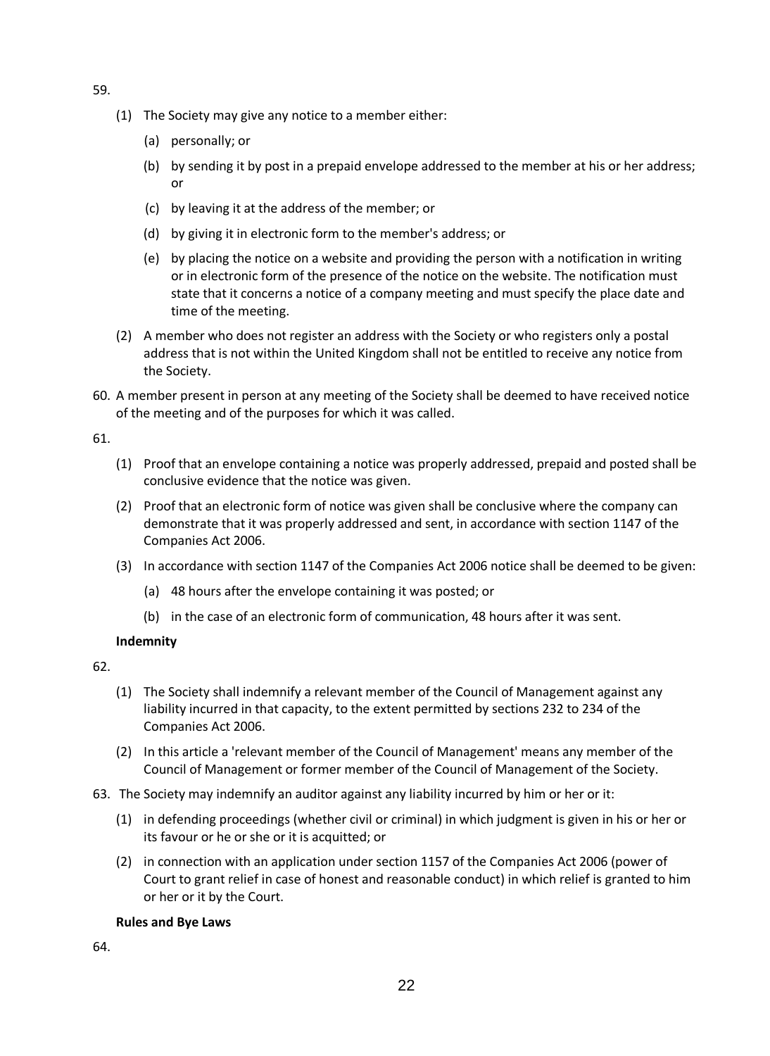59.

(1) The Society may give any notice to a member either:

(a) personally; or

(b) by sending it by post in a prepaid envelope addressed to the member at his or her address; or

(c) by leaving it at the address of the member; or

(d) by giving it in electronic form to the member's address; or

(e) by placing the notice on a website and providing the person with a notification in writing or in electronic form of the presence of the notice on the website. The notification must state that it concerns a notice of a company meeting and must specify the place date and time of the meeting.

(2) A member who does not register an address with the Society or who registers only a postal address that is not within the United Kingdom shall not be entitled to receive any notice from the Society.

60. A member present in person at any meeting of the Society shall be deemed to have received notice of the meeting and of the purposes for which it was called.

61.

(1) Proof that an envelope containing a notice was properly addressed, prepaid and posted shall be conclusive evidence that the notice was given.

(2) Proof that an electronic form of notice was given shall be conclusive where the company can demonstrate that it was properly addressed and sent, in accordance with section 1147 of the Companies Act 2006.

(3) In accordance with section 1147 of the Companies Act 2006 notice shall be deemed to be given:

(a) 48 hours after the envelope containing it was posted; or

(b) in the case of an electronic form of communication, 48 hours after it was sent.

**Indemnity**

62.

(1) The Society shall indemnify a relevant member of the Council of Management against any liability incurred in that capacity, to the extent permitted by sections 232 to 234 of the Companies Act 2006.

(2) In this article a 'relevant member of the Council of Management' means any member of the Council of Management or former member of the Council of Management of the Society.

63. The Society may indemnify an auditor against any liability incurred by him or her or it:

(1) in defending proceedings (whether civil or criminal) in which judgment is given in his or her or its favour or he or she or it is acquitted; or

(2) in connection with an application under section 1157 of the Companies Act 2006 (power of Court to grant relief in case of honest and reasonable conduct) in which relief is granted to him or her or it by the Court.

**Rules and Bye Laws**

64.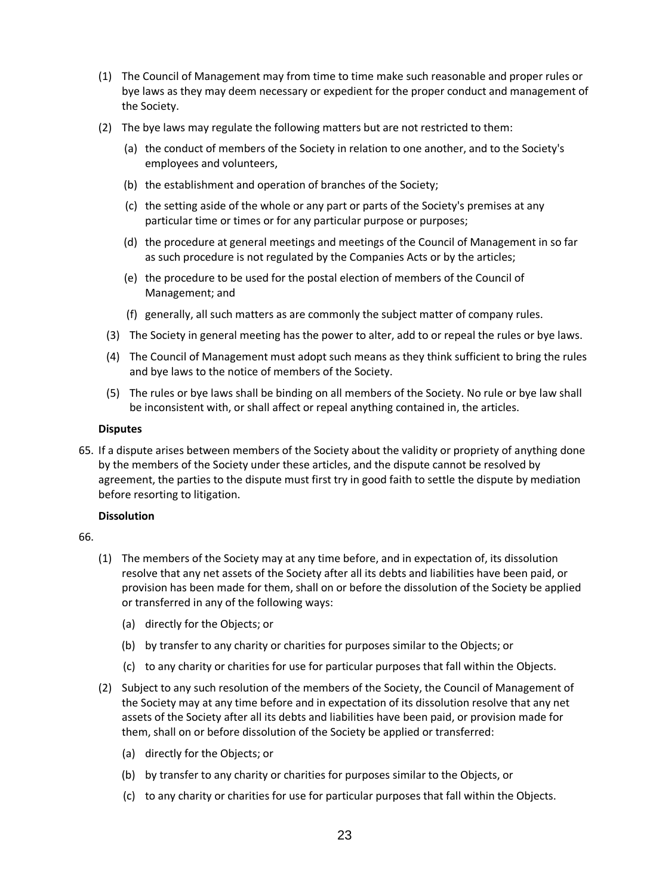(1) The Council of Management may from time to time make such reasonable and proper rules or bye laws as they may deem necessary or expedient for the proper conduct and management of the Society.

(2) The bye laws may regulate the following matters but are not restricted to them:

  (a) the conduct of members of the Society in relation to one another, and to the Society's employees and volunteers,

  (b) the establishment and operation of branches of the Society;

  (c) the setting aside of the whole or any part or parts of the Society's premises at any particular time or times or for any particular purpose or purposes;

  (d) the procedure at general meetings and meetings of the Council of Management in so far as such procedure is not regulated by the Companies Acts or by the articles;

  (e) the procedure to be used for the postal election of members of the Council of Management; and

  (f) generally, all such matters as are commonly the subject matter of company rules.

(3) The Society in general meeting has the power to alter, add to or repeal the rules or bye laws.

(4) The Council of Management must adopt such means as they think sufficient to bring the rules and bye laws to the notice of members of the Society.

(5) The rules or bye laws shall be binding on all members of the Society. No rule or bye law shall be inconsistent with, or shall affect or repeal anything contained in, the articles.

**Disputes**

65. If a dispute arises between members of the Society about the validity or propriety of anything done by the members of the Society under these articles, and the dispute cannot be resolved by agreement, the parties to the dispute must first try in good faith to settle the dispute by mediation before resorting to litigation.

**Dissolution**

66.

(1) The members of the Society may at any time before, and in expectation of, its dissolution resolve that any net assets of the Society after all its debts and liabilities have been paid, or provision has been made for them, shall on or before the dissolution of the Society be applied or transferred in any of the following ways:

  (a) directly for the Objects; or

  (b) by transfer to any charity or charities for purposes similar to the Objects; or

  (c) to any charity or charities for use for particular purposes that fall within the Objects.

(2) Subject to any such resolution of the members of the Society, the Council of Management of the Society may at any time before and in expectation of its dissolution resolve that any net assets of the Society after all its debts and liabilities have been paid, or provision made for them, shall on or before dissolution of the Society be applied or transferred:

  (a) directly for the Objects; or

  (b) by transfer to any charity or charities for purposes similar to the Objects, or

  (c) to any charity or charities for use for particular purposes that fall within the Objects.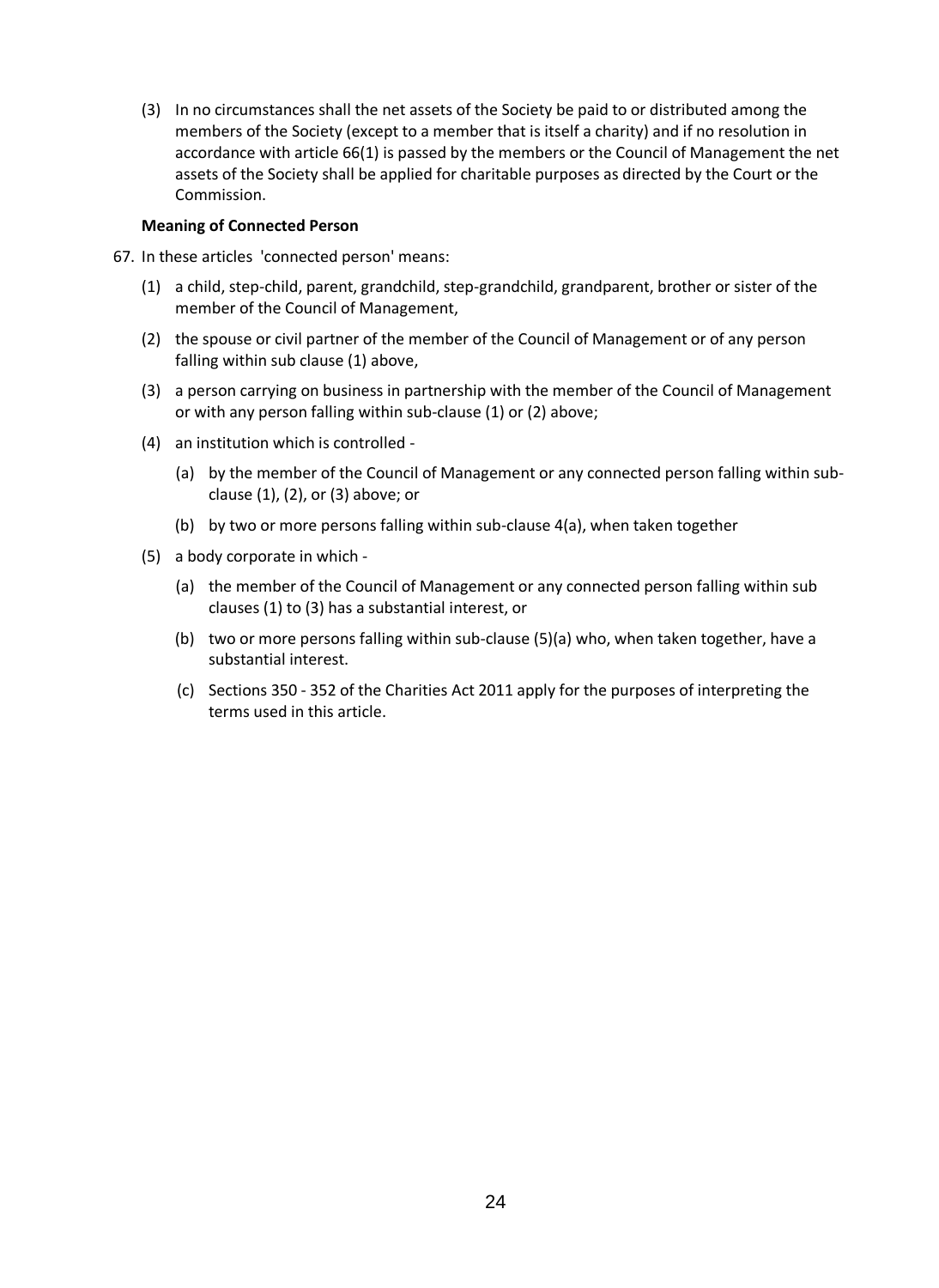(3) In no circumstances shall the net assets of the Society be paid to or distributed among the members of the Society (except to a member that is itself a charity) and if no resolution in accordance with article 66(1) is passed by the members or the Council of Management the net assets of the Society shall be applied for charitable purposes as directed by the Court or the Commission.

**Meaning of Connected Person**

67. In these articles 'connected person' means:

   (1) a child, step-child, parent, grandchild, step-grandchild, grandparent, brother or sister of the member of the Council of Management,

   (2) the spouse or civil partner of the member of the Council of Management or of any person falling within sub clause (1) above,

   (3) a person carrying on business in partnership with the member of the Council of Management or with any person falling within sub-clause (1) or (2) above;

   (4) an institution which is controlled -

      (a) by the member of the Council of Management or any connected person falling within sub-clause (1), (2), or (3) above; or

      (b) by two or more persons falling within sub-clause 4(a), when taken together

   (5) a body corporate in which -

      (a) the member of the Council of Management or any connected person falling within sub clauses (1) to (3) has a substantial interest, or

      (b) two or more persons falling within sub-clause (5)(a) who, when taken together, have a substantial interest.

      (c) Sections 350 - 352 of the Charities Act 2011 apply for the purposes of interpreting the terms used in this article.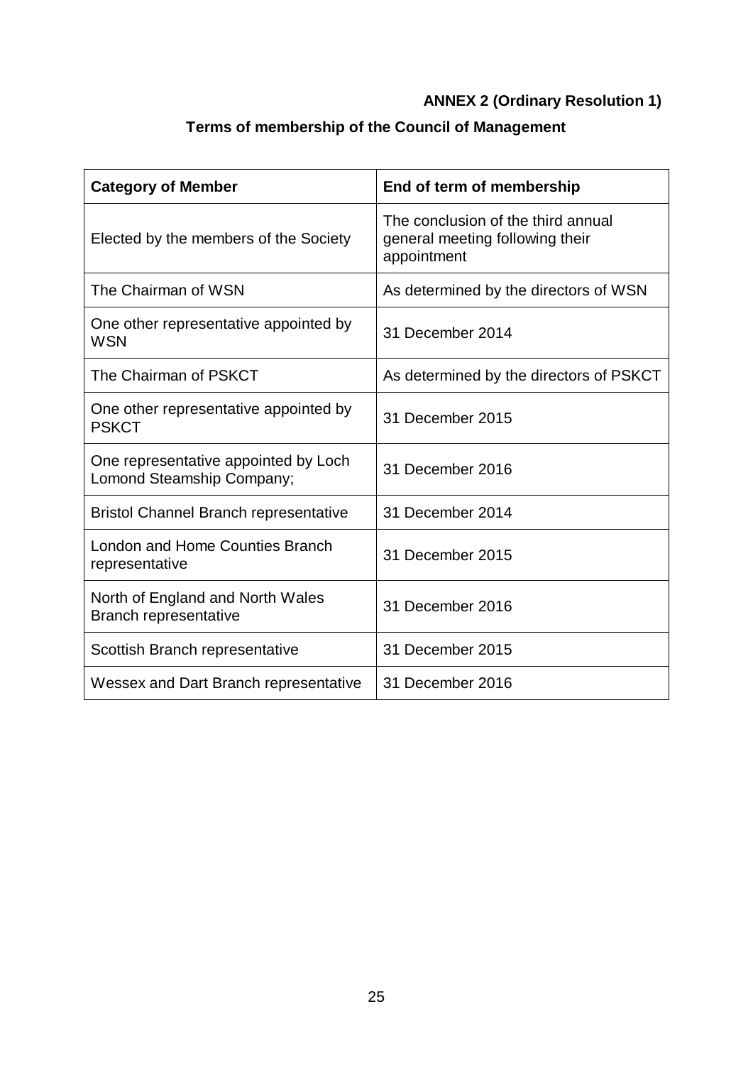**ANNEX 2 (Ordinary Resolution 1)**

## Terms of membership of the Council of Management

| Category of Member | End of term of membership |
|---|---|
| Elected by the members of the Society | The conclusion of the third annual general meeting following their appointment |
| The Chairman of WSN | As determined by the directors of WSN |
| One other representative appointed by WSN | 31 December 2014 |
| The Chairman of PSKCT | As determined by the directors of PSKCT |
| One other representative appointed by PSKCT | 31 December 2015 |
| One representative appointed by Loch Lomond Steamship Company; | 31 December 2016 |
| Bristol Channel Branch representative | 31 December 2014 |
| London and Home Counties Branch representative | 31 December 2015 |
| North of England and North Wales Branch representative | 31 December 2016 |
| Scottish Branch representative | 31 December 2015 |
| Wessex and Dart Branch representative | 31 December 2016 |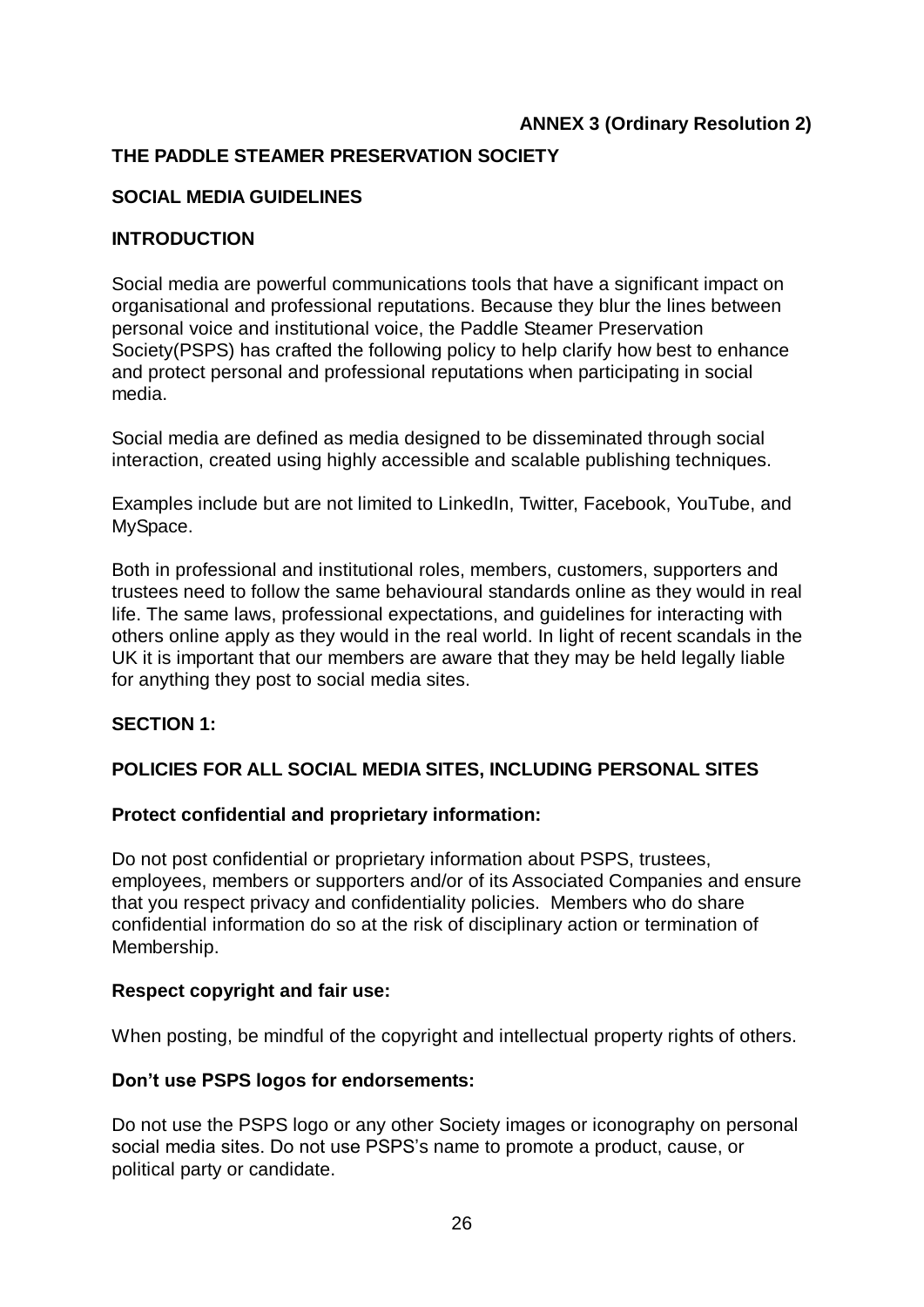**ANNEX 3 (Ordinary Resolution 2)**

# THE PADDLE STEAMER PRESERVATION SOCIETY

## SOCIAL MEDIA GUIDELINES

## INTRODUCTION

Social media are powerful communications tools that have a significant impact on organisational and professional reputations. Because they blur the lines between personal voice and institutional voice, the Paddle Steamer Preservation Society(PSPS) has crafted the following policy to help clarify how best to enhance and protect personal and professional reputations when participating in social media.

Social media are defined as media designed to be disseminated through social interaction, created using highly accessible and scalable publishing techniques.

Examples include but are not limited to LinkedIn, Twitter, Facebook, YouTube, and MySpace.

Both in professional and institutional roles, members, customers, supporters and trustees need to follow the same behavioural standards online as they would in real life. The same laws, professional expectations, and guidelines for interacting with others online apply as they would in the real world. In light of recent scandals in the UK it is important that our members are aware that they may be held legally liable for anything they post to social media sites.

## SECTION 1:

## POLICIES FOR ALL SOCIAL MEDIA SITES, INCLUDING PERSONAL SITES

### Protect confidential and proprietary information:

Do not post confidential or proprietary information about PSPS, trustees, employees, members or supporters and/or of its Associated Companies and ensure that you respect privacy and confidentiality policies. Members who do share confidential information do so at the risk of disciplinary action or termination of Membership.

### Respect copyright and fair use:

When posting, be mindful of the copyright and intellectual property rights of others.

### Don't use PSPS logos for endorsements:

Do not use the PSPS logo or any other Society images or iconography on personal social media sites. Do not use PSPS's name to promote a product, cause, or political party or candidate.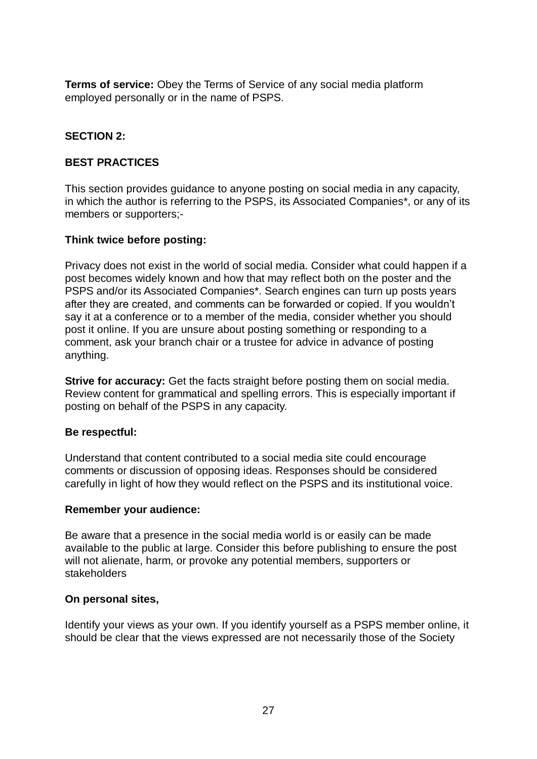**Terms of service:** Obey the Terms of Service of any social media platform employed personally or in the name of PSPS.

## SECTION 2:

## BEST PRACTICES

This section provides guidance to anyone posting on social media in any capacity, in which the author is referring to the PSPS, its Associated Companies*, or any of its members or supporters;-

**Think twice before posting:**

Privacy does not exist in the world of social media. Consider what could happen if a post becomes widely known and how that may reflect both on the poster and the PSPS and/or its Associated Companies*. Search engines can turn up posts years after they are created, and comments can be forwarded or copied. If you wouldn't say it at a conference or to a member of the media, consider whether you should post it online. If you are unsure about posting something or responding to a comment, ask your branch chair or a trustee for advice in advance of posting anything.

**Strive for accuracy:** Get the facts straight before posting them on social media. Review content for grammatical and spelling errors. This is especially important if posting on behalf of the PSPS in any capacity.

**Be respectful:**

Understand that content contributed to a social media site could encourage comments or discussion of opposing ideas. Responses should be considered carefully in light of how they would reflect on the PSPS and its institutional voice.

**Remember your audience:**

Be aware that a presence in the social media world is or easily can be made available to the public at large. Consider this before publishing to ensure the post will not alienate, harm, or provoke any potential members, supporters or stakeholders

**On personal sites,**

Identify your views as your own. If you identify yourself as a PSPS member online, it should be clear that the views expressed are not necessarily those of the Society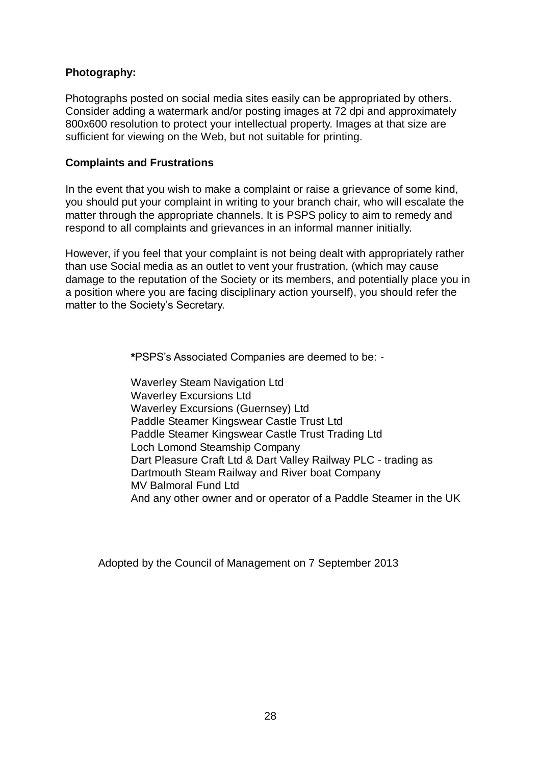**Photography:**

Photographs posted on social media sites easily can be appropriated by others. Consider adding a watermark and/or posting images at 72 dpi and approximately 800x600 resolution to protect your intellectual property. Images at that size are sufficient for viewing on the Web, but not suitable for printing.

**Complaints and Frustrations**

In the event that you wish to make a complaint or raise a grievance of some kind, you should put your complaint in writing to your branch chair, who will escalate the matter through the appropriate channels. It is PSPS policy to aim to remedy and respond to all complaints and grievances in an informal manner initially.

However, if you feel that your complaint is not being dealt with appropriately rather than use Social media as an outlet to vent your frustration, (which may cause damage to the reputation of the Society or its members, and potentially place you in a position where you are facing disciplinary action yourself), you should refer the matter to the Society's Secretary.

**\***PSPS's Associated Companies are deemed to be: -

Waverley Steam Navigation Ltd
Waverley Excursions Ltd
Waverley Excursions (Guernsey) Ltd
Paddle Steamer Kingswear Castle Trust Ltd
Paddle Steamer Kingswear Castle Trust Trading Ltd
Loch Lomond Steamship Company
Dart Pleasure Craft Ltd & Dart Valley Railway PLC - trading as Dartmouth Steam Railway and River boat Company
MV Balmoral Fund Ltd
And any other owner and or operator of a Paddle Steamer in the UK

Adopted by the Council of Management on 7 September 2013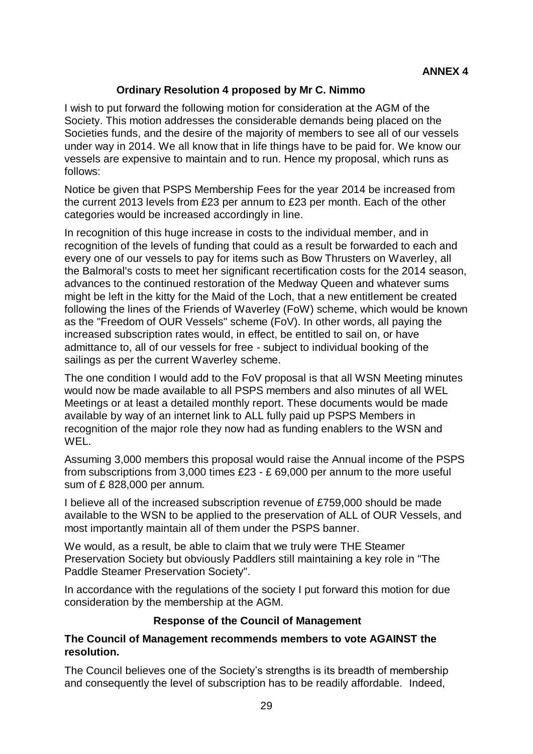**ANNEX 4**

**Ordinary Resolution 4 proposed by Mr C. Nimmo**

I wish to put forward the following motion for consideration at the AGM of the Society. This motion addresses the considerable demands being placed on the Societies funds, and the desire of the majority of members to see all of our vessels under way in 2014. We all know that in life things have to be paid for. We know our vessels are expensive to maintain and to run. Hence my proposal, which runs as follows:

Notice be given that PSPS Membership Fees for the year 2014 be increased from the current 2013 levels from £23 per annum to £23 per month. Each of the other categories would be increased accordingly in line.

In recognition of this huge increase in costs to the individual member, and in recognition of the levels of funding that could as a result be forwarded to each and every one of our vessels to pay for items such as Bow Thrusters on Waverley, all the Balmoral's costs to meet her significant recertification costs for the 2014 season, advances to the continued restoration of the Medway Queen and whatever sums might be left in the kitty for the Maid of the Loch, that a new entitlement be created following the lines of the Friends of Waverley (FoW) scheme, which would be known as the "Freedom of OUR Vessels" scheme (FoV). In other words, all paying the increased subscription rates would, in effect, be entitled to sail on, or have admittance to, all of our vessels for free - subject to individual booking of the sailings as per the current Waverley scheme.

The one condition I would add to the FoV proposal is that all WSN Meeting minutes would now be made available to all PSPS members and also minutes of all WEL Meetings or at least a detailed monthly report. These documents would be made available by way of an internet link to ALL fully paid up PSPS Members in recognition of the major role they now had as funding enablers to the WSN and WEL.

Assuming 3,000 members this proposal would raise the Annual income of the PSPS from subscriptions from 3,000 times £23 - £ 69,000 per annum to the more useful sum of £ 828,000 per annum.

I believe all of the increased subscription revenue of £759,000 should be made available to the WSN to be applied to the preservation of ALL of OUR Vessels, and most importantly maintain all of them under the PSPS banner.

We would, as a result, be able to claim that we truly were THE Steamer Preservation Society but obviously Paddlers still maintaining a key role in "The Paddle Steamer Preservation Society".

In accordance with the regulations of the society I put forward this motion for due consideration by the membership at the AGM.

**Response of the Council of Management**

**The Council of Management recommends members to vote AGAINST the resolution.**

The Council believes one of the Society's strengths is its breadth of membership and consequently the level of subscription has to be readily affordable. Indeed,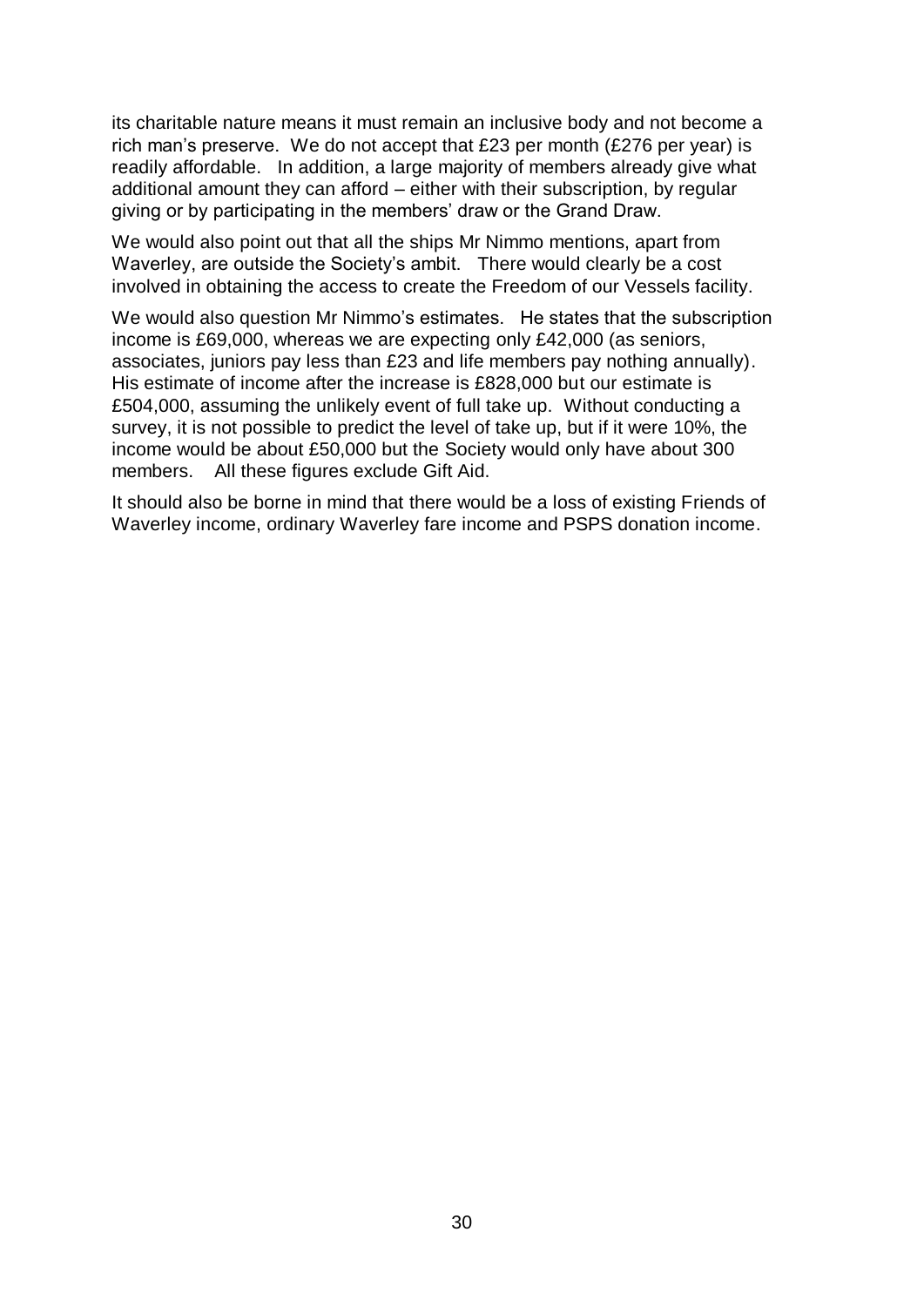its charitable nature means it must remain an inclusive body and not become a rich man's preserve. We do not accept that £23 per month (£276 per year) is readily affordable. In addition, a large majority of members already give what additional amount they can afford – either with their subscription, by regular giving or by participating in the members' draw or the Grand Draw.

We would also point out that all the ships Mr Nimmo mentions, apart from Waverley, are outside the Society's ambit. There would clearly be a cost involved in obtaining the access to create the Freedom of our Vessels facility.

We would also question Mr Nimmo's estimates. He states that the subscription income is £69,000, whereas we are expecting only £42,000 (as seniors, associates, juniors pay less than £23 and life members pay nothing annually). His estimate of income after the increase is £828,000 but our estimate is £504,000, assuming the unlikely event of full take up. Without conducting a survey, it is not possible to predict the level of take up, but if it were 10%, the income would be about £50,000 but the Society would only have about 300 members. All these figures exclude Gift Aid.

It should also be borne in mind that there would be a loss of existing Friends of Waverley income, ordinary Waverley fare income and PSPS donation income.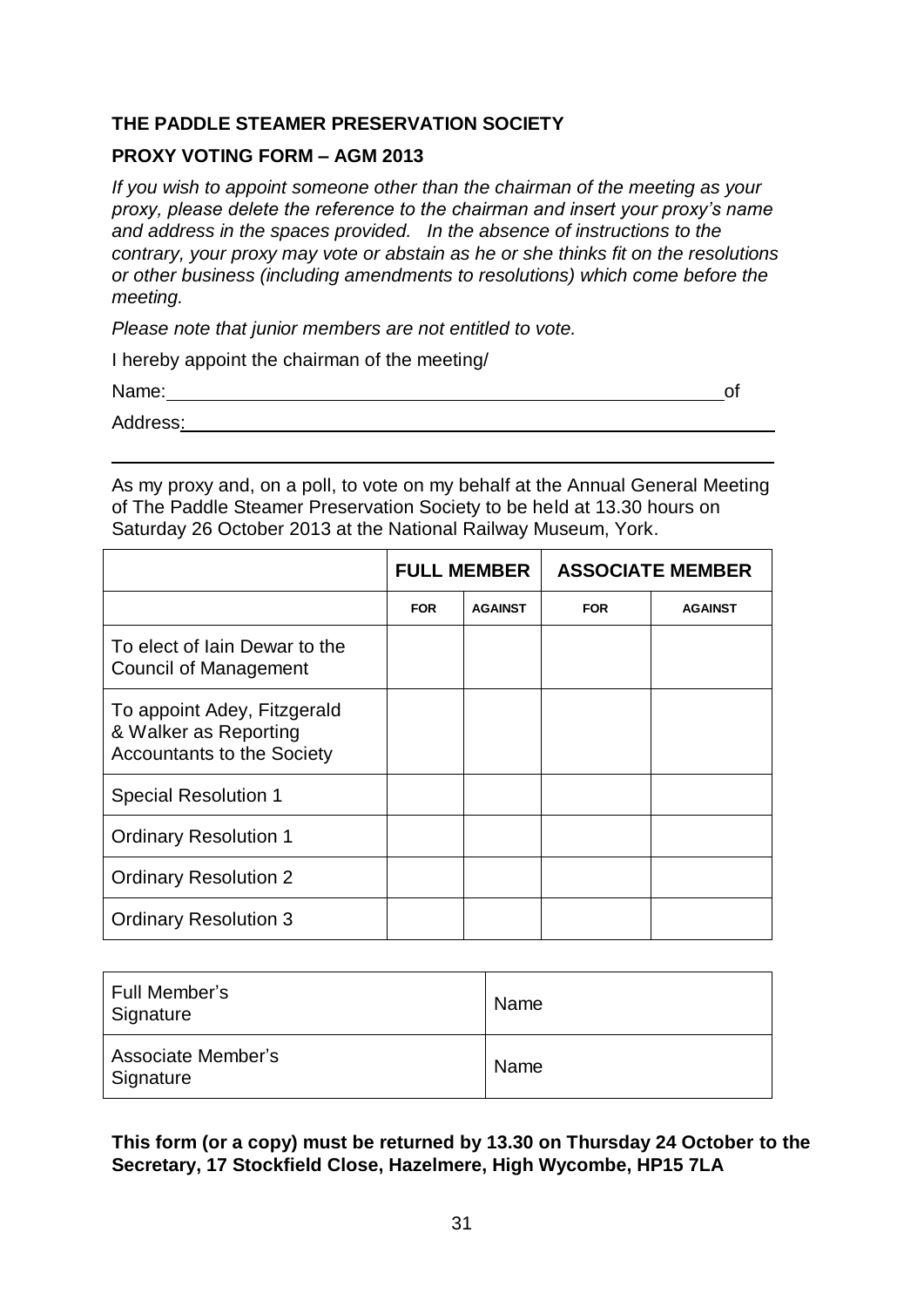**THE PADDLE STEAMER PRESERVATION SOCIETY**

**PROXY VOTING FORM – AGM 2013**

*If you wish to appoint someone other than the chairman of the meeting as your proxy, please delete the reference to the chairman and insert your proxy's name and address in the spaces provided. In the absence of instructions to the contrary, your proxy may vote or abstain as he or she thinks fit on the resolutions or other business (including amendments to resolutions) which come before the meeting.*

*Please note that junior members are not entitled to vote.*

I hereby appoint the chairman of the meeting/

Name: ________________________________________________ of

Address: ________________________________________________

________________________________________________________

As my proxy and, on a poll, to vote on my behalf at the Annual General Meeting of The Paddle Steamer Preservation Society to be held at 13.30 hours on Saturday 26 October 2013 at the National Railway Museum, York.

| | FULL MEMBER | | ASSOCIATE MEMBER | |
|---|---|---|---|---|
| | FOR | AGAINST | FOR | AGAINST |
| To elect of Iain Dewar to the Council of Management | | | | |
| To appoint Adey, Fitzgerald & Walker as Reporting Accountants to the Society | | | | |
| Special Resolution 1 | | | | |
| Ordinary Resolution 1 | | | | |
| Ordinary Resolution 2 | | | | |
| Ordinary Resolution 3 | | | | |

| | |
|---|---|
| Full Member's Signature | Name |
| Associate Member's Signature | Name |

**This form (or a copy) must be returned by 13.30 on Thursday 24 October to the Secretary, 17 Stockfield Close, Hazelmere, High Wycombe, HP15 7LA**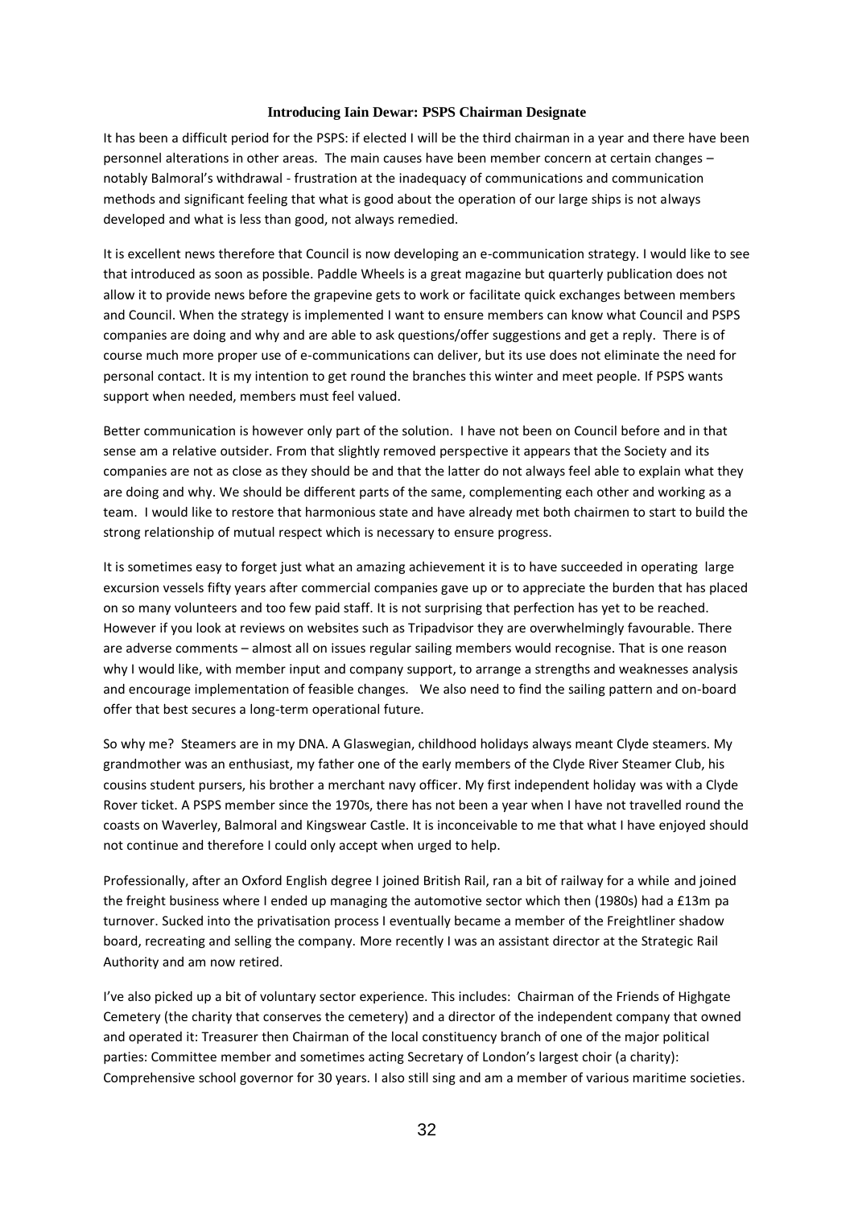**Introducing Iain Dewar: PSPS Chairman Designate**

It has been a difficult period for the PSPS: if elected I will be the third chairman in a year and there have been personnel alterations in other areas. The main causes have been member concern at certain changes – notably Balmoral's withdrawal - frustration at the inadequacy of communications and communication methods and significant feeling that what is good about the operation of our large ships is not always developed and what is less than good, not always remedied.

It is excellent news therefore that Council is now developing an e-communication strategy. I would like to see that introduced as soon as possible. Paddle Wheels is a great magazine but quarterly publication does not allow it to provide news before the grapevine gets to work or facilitate quick exchanges between members and Council. When the strategy is implemented I want to ensure members can know what Council and PSPS companies are doing and why and are able to ask questions/offer suggestions and get a reply. There is of course much more proper use of e-communications can deliver, but its use does not eliminate the need for personal contact. It is my intention to get round the branches this winter and meet people. If PSPS wants support when needed, members must feel valued.

Better communication is however only part of the solution. I have not been on Council before and in that sense am a relative outsider. From that slightly removed perspective it appears that the Society and its companies are not as close as they should be and that the latter do not always feel able to explain what they are doing and why. We should be different parts of the same, complementing each other and working as a team. I would like to restore that harmonious state and have already met both chairmen to start to build the strong relationship of mutual respect which is necessary to ensure progress.

It is sometimes easy to forget just what an amazing achievement it is to have succeeded in operating large excursion vessels fifty years after commercial companies gave up or to appreciate the burden that has placed on so many volunteers and too few paid staff. It is not surprising that perfection has yet to be reached. However if you look at reviews on websites such as Tripadvisor they are overwhelmingly favourable. There are adverse comments – almost all on issues regular sailing members would recognise. That is one reason why I would like, with member input and company support, to arrange a strengths and weaknesses analysis and encourage implementation of feasible changes. We also need to find the sailing pattern and on-board offer that best secures a long-term operational future.

So why me? Steamers are in my DNA. A Glaswegian, childhood holidays always meant Clyde steamers. My grandmother was an enthusiast, my father one of the early members of the Clyde River Steamer Club, his cousins student pursers, his brother a merchant navy officer. My first independent holiday was with a Clyde Rover ticket. A PSPS member since the 1970s, there has not been a year when I have not travelled round the coasts on Waverley, Balmoral and Kingswear Castle. It is inconceivable to me that what I have enjoyed should not continue and therefore I could only accept when urged to help.

Professionally, after an Oxford English degree I joined British Rail, ran a bit of railway for a while and joined the freight business where I ended up managing the automotive sector which then (1980s) had a £13m pa turnover. Sucked into the privatisation process I eventually became a member of the Freightliner shadow board, recreating and selling the company. More recently I was an assistant director at the Strategic Rail Authority and am now retired.

I've also picked up a bit of voluntary sector experience. This includes: Chairman of the Friends of Highgate Cemetery (the charity that conserves the cemetery) and a director of the independent company that owned and operated it: Treasurer then Chairman of the local constituency branch of one of the major political parties: Committee member and sometimes acting Secretary of London's largest choir (a charity): Comprehensive school governor for 30 years. I also still sing and am a member of various maritime societies.